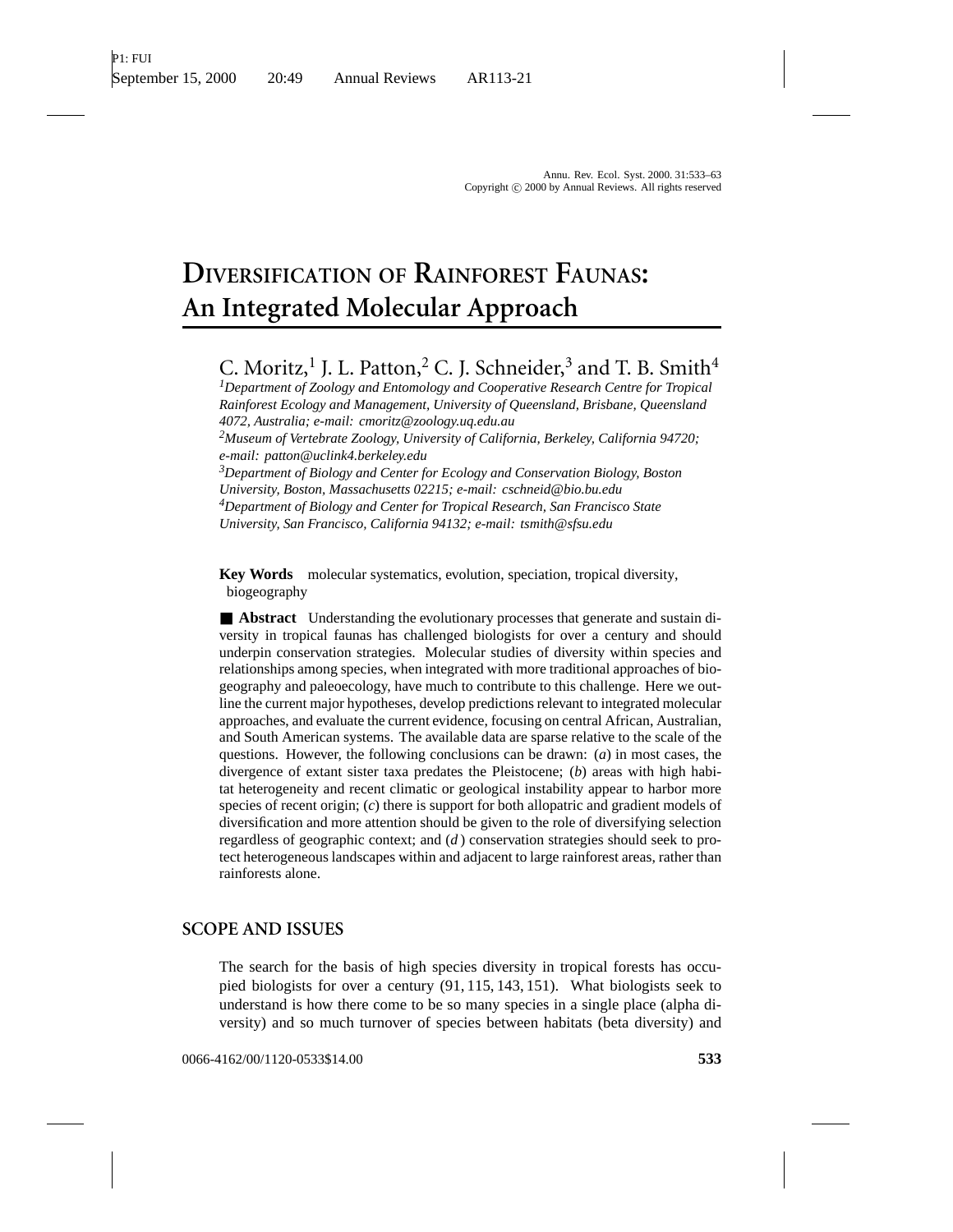# Diversification of Rainforest Faunas: An Integrated Molecular Approach

C. Moritz,[1] J. L. Patton,[2] C. J. Schneider,[3] and T. B. Smith[4]

[1]*Department of Zoology and Entomology and Cooperative Research Centre for Tropical Rainforest Ecology and Management, University of Queensland, Brisbane, Queensland 4072, Australia; e-mail: cmoritz@zoology.uq.edu.au*

[2]*Museum of Vertebrate Zoology, University of California, Berkeley, California 94720; e-mail: patton@uclink4.berkeley.edu*

[3]*Department of Biology and Center for Ecology and Conservation Biology, Boston University, Boston, Massachusetts 02215; e-mail: cschneid@bio.bu.edu*

[4]*Department of Biology and Center for Tropical Research, San Francisco State University, San Francisco, California 94132; e-mail: tsmith@sfsu.edu*

**Key Words** molecular systematics, evolution, speciation, tropical diversity, biogeography

■ **Abstract** Understanding the evolutionary processes that generate and sustain diversity in tropical faunas has challenged biologists for over a century and should underpin conservation strategies. Molecular studies of diversity within species and relationships among species, when integrated with more traditional approaches of biogeography and paleoecology, have much to contribute to this challenge. Here we outline the current major hypotheses, develop predictions relevant to integrated molecular approaches, and evaluate the current evidence, focusing on central African, Australian, and South American systems. The available data are sparse relative to the scale of the questions. However, the following conclusions can be drawn: (*a*) in most cases, the divergence of extant sister taxa predates the Pleistocene; (*b*) areas with high habitat heterogeneity and recent climatic or geological instability appear to harbor more species of recent origin; (*c*) there is support for both allopatric and gradient models of diversification and more attention should be given to the role of diversifying selection regardless of geographic context; and (*d*) conservation strategies should seek to protect heterogeneous landscapes within and adjacent to large rainforest areas, rather than rainforests alone.

## SCOPE AND ISSUES

The search for the basis of high species diversity in tropical forests has occupied biologists for over a century (91, 115, 143, 151). What biologists seek to understand is how there come to be so many species in a single place (alpha diversity) and so much turnover of species between habitats (beta diversity) and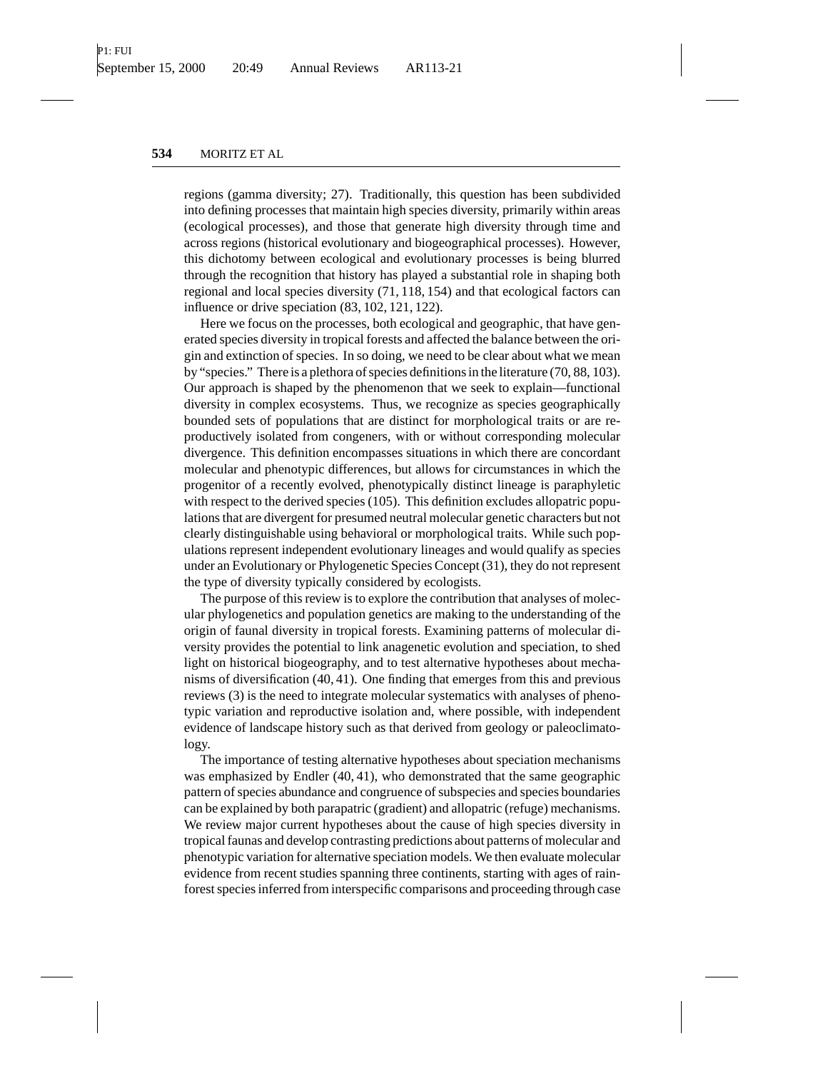regions (gamma diversity; 27). Traditionally, this question has been subdivided into defining processes that maintain high species diversity, primarily within areas (ecological processes), and those that generate high diversity through time and across regions (historical evolutionary and biogeographical processes). However, this dichotomy between ecological and evolutionary processes is being blurred through the recognition that history has played a substantial role in shaping both regional and local species diversity (71, 118, 154) and that ecological factors can influence or drive speciation (83, 102, 121, 122).

Here we focus on the processes, both ecological and geographic, that have generated species diversity in tropical forests and affected the balance between the origin and extinction of species. In so doing, we need to be clear about what we mean by "species." There is a plethora of species definitions in the literature (70, 88, 103). Our approach is shaped by the phenomenon that we seek to explain—functional diversity in complex ecosystems. Thus, we recognize as species geographically bounded sets of populations that are distinct for morphological traits or are reproductively isolated from congeners, with or without corresponding molecular divergence. This definition encompasses situations in which there are concordant molecular and phenotypic differences, but allows for circumstances in which the progenitor of a recently evolved, phenotypically distinct lineage is paraphyletic with respect to the derived species (105). This definition excludes allopatric populations that are divergent for presumed neutral molecular genetic characters but not clearly distinguishable using behavioral or morphological traits. While such populations represent independent evolutionary lineages and would qualify as species under an Evolutionary or Phylogenetic Species Concept (31), they do not represent the type of diversity typically considered by ecologists.

The purpose of this review is to explore the contribution that analyses of molecular phylogenetics and population genetics are making to the understanding of the origin of faunal diversity in tropical forests. Examining patterns of molecular diversity provides the potential to link anagenetic evolution and speciation, to shed light on historical biogeography, and to test alternative hypotheses about mechanisms of diversification (40, 41). One finding that emerges from this and previous reviews (3) is the need to integrate molecular systematics with analyses of phenotypic variation and reproductive isolation and, where possible, with independent evidence of landscape history such as that derived from geology or paleoclimatology.

The importance of testing alternative hypotheses about speciation mechanisms was emphasized by Endler (40, 41), who demonstrated that the same geographic pattern of species abundance and congruence of subspecies and species boundaries can be explained by both parapatric (gradient) and allopatric (refuge) mechanisms. We review major current hypotheses about the cause of high species diversity in tropical faunas and develop contrasting predictions about patterns of molecular and phenotypic variation for alternative speciation models. We then evaluate molecular evidence from recent studies spanning three continents, starting with ages of rainforest species inferred from interspecific comparisons and proceeding through case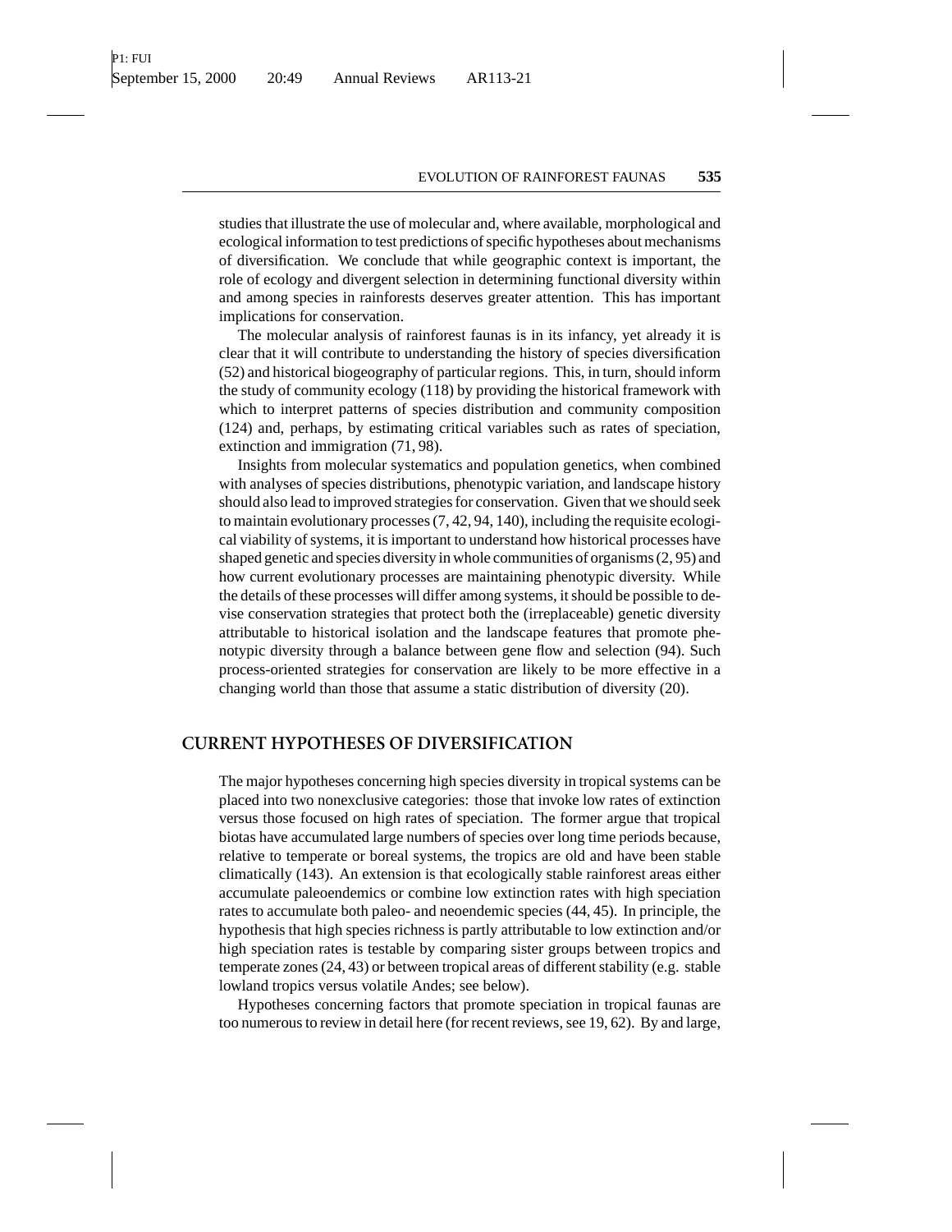studies that illustrate the use of molecular and, where available, morphological and ecological information to test predictions of specific hypotheses about mechanisms of diversification. We conclude that while geographic context is important, the role of ecology and divergent selection in determining functional diversity within and among species in rainforests deserves greater attention. This has important implications for conservation.

The molecular analysis of rainforest faunas is in its infancy, yet already it is clear that it will contribute to understanding the history of species diversification (52) and historical biogeography of particular regions. This, in turn, should inform the study of community ecology (118) by providing the historical framework with which to interpret patterns of species distribution and community composition (124) and, perhaps, by estimating critical variables such as rates of speciation, extinction and immigration (71, 98).

Insights from molecular systematics and population genetics, when combined with analyses of species distributions, phenotypic variation, and landscape history should also lead to improved strategies for conservation. Given that we should seek to maintain evolutionary processes (7, 42, 94, 140), including the requisite ecological viability of systems, it is important to understand how historical processes have shaped genetic and species diversity in whole communities of organisms (2, 95) and how current evolutionary processes are maintaining phenotypic diversity. While the details of these processes will differ among systems, it should be possible to devise conservation strategies that protect both the (irreplaceable) genetic diversity attributable to historical isolation and the landscape features that promote phenotypic diversity through a balance between gene flow and selection (94). Such process-oriented strategies for conservation are likely to be more effective in a changing world than those that assume a static distribution of diversity (20).

## CURRENT HYPOTHESES OF DIVERSIFICATION

The major hypotheses concerning high species diversity in tropical systems can be placed into two nonexclusive categories: those that invoke low rates of extinction versus those focused on high rates of speciation. The former argue that tropical biotas have accumulated large numbers of species over long time periods because, relative to temperate or boreal systems, the tropics are old and have been stable climatically (143). An extension is that ecologically stable rainforest areas either accumulate paleoendemics or combine low extinction rates with high speciation rates to accumulate both paleo- and neoendemic species (44, 45). In principle, the hypothesis that high species richness is partly attributable to low extinction and/or high speciation rates is testable by comparing sister groups between tropics and temperate zones (24, 43) or between tropical areas of different stability (e.g. stable lowland tropics versus volatile Andes; see below).

Hypotheses concerning factors that promote speciation in tropical faunas are too numerous to review in detail here (for recent reviews, see 19, 62). By and large,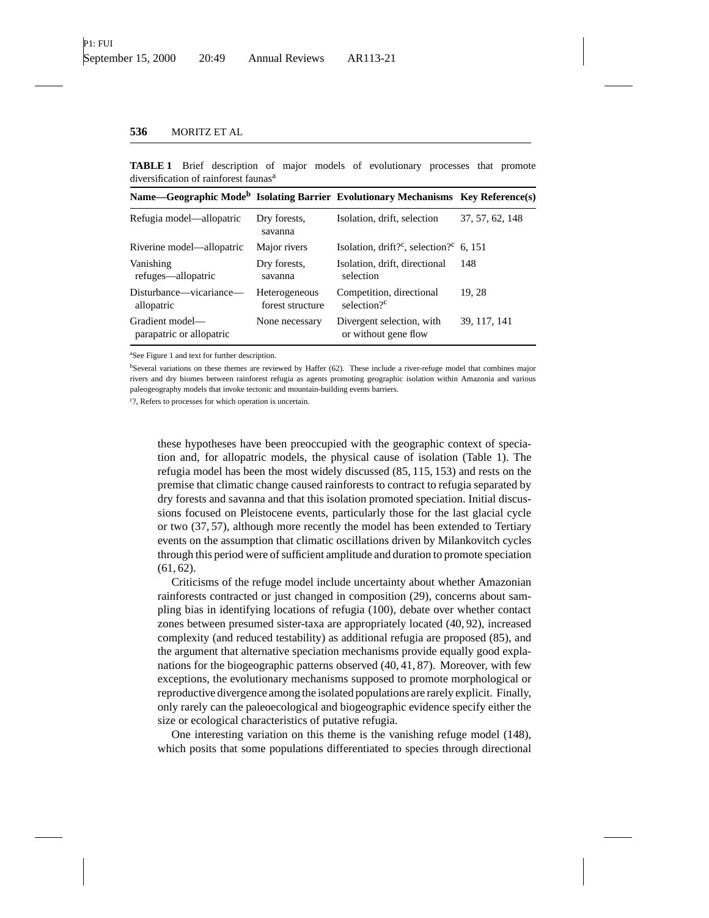**TABLE 1** Brief description of major models of evolutionary processes that promote diversification of rainforest faunas[a]

| Name—Geographic Mode[b] | Isolating Barrier | Evolutionary Mechanisms | Key Reference(s) |
|---|---|---|---|
| Refugia model—allopatric | Dry forests, savanna | Isolation, drift, selection | 37, 57, 62, 148 |
| Riverine model—allopatric | Major rivers | Isolation, drift?[c], selection?[c] | 6, 151 |
| Vanishing refuges—allopatric | Dry forests, savanna | Isolation, drift, directional selection | 148 |
| Disturbance—vicariance—allopatric | Heterogeneous forest structure | Competition, directional selection?[c] | 19, 28 |
| Gradient model—parapatric or allopatric | None necessary | Divergent selection, with or without gene flow | 39, 117, 141 |

[a]See Figure 1 and text for further description.

[b]Several variations on these themes are reviewed by Haffer (62). These include a river-refuge model that combines major rivers and dry biomes between rainforest refugia as agents promoting geographic isolation within Amazonia and various paleogeography models that invoke tectonic and mountain-building events barriers.

[c]?, Refers to processes for which operation is uncertain.

these hypotheses have been preoccupied with the geographic context of speciation and, for allopatric models, the physical cause of isolation (Table 1). The refugia model has been the most widely discussed (85, 115, 153) and rests on the premise that climatic change caused rainforests to contract to refugia separated by dry forests and savanna and that this isolation promoted speciation. Initial discussions focused on Pleistocene events, particularly those for the last glacial cycle or two (37, 57), although more recently the model has been extended to Tertiary events on the assumption that climatic oscillations driven by Milankovitch cycles through this period were of sufficient amplitude and duration to promote speciation (61, 62).

Criticisms of the refuge model include uncertainty about whether Amazonian rainforests contracted or just changed in composition (29), concerns about sampling bias in identifying locations of refugia (100), debate over whether contact zones between presumed sister-taxa are appropriately located (40, 92), increased complexity (and reduced testability) as additional refugia are proposed (85), and the argument that alternative speciation mechanisms provide equally good explanations for the biogeographic patterns observed (40, 41, 87). Moreover, with few exceptions, the evolutionary mechanisms supposed to promote morphological or reproductive divergence among the isolated populations are rarely explicit. Finally, only rarely can the paleoecological and biogeographic evidence specify either the size or ecological characteristics of putative refugia.

One interesting variation on this theme is the vanishing refuge model (148), which posits that some populations differentiated to species through directional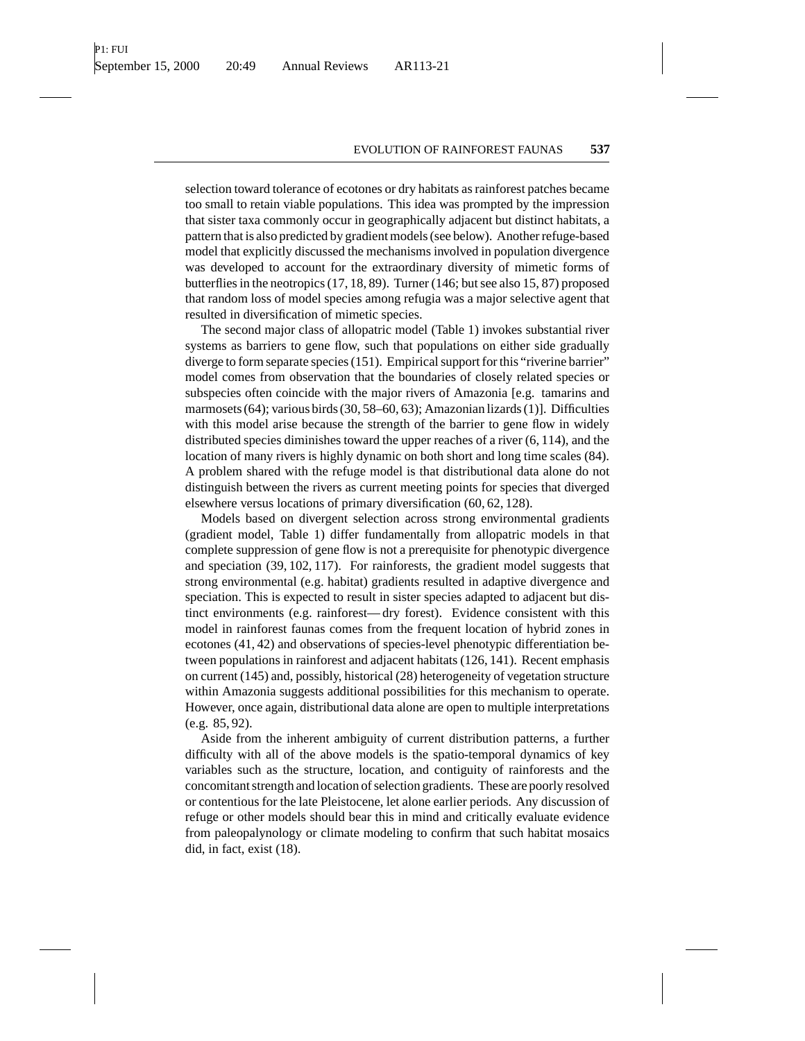selection toward tolerance of ecotones or dry habitats as rainforest patches became too small to retain viable populations. This idea was prompted by the impression that sister taxa commonly occur in geographically adjacent but distinct habitats, a pattern that is also predicted by gradient models (see below). Another refuge-based model that explicitly discussed the mechanisms involved in population divergence was developed to account for the extraordinary diversity of mimetic forms of butterflies in the neotropics (17, 18, 89). Turner (146; but see also 15, 87) proposed that random loss of model species among refugia was a major selective agent that resulted in diversification of mimetic species.

The second major class of allopatric model (Table 1) invokes substantial river systems as barriers to gene flow, such that populations on either side gradually diverge to form separate species (151). Empirical support for this "riverine barrier" model comes from observation that the boundaries of closely related species or subspecies often coincide with the major rivers of Amazonia [e.g. tamarins and marmosets (64); various birds (30, 58–60, 63); Amazonian lizards (1)]. Difficulties with this model arise because the strength of the barrier to gene flow in widely distributed species diminishes toward the upper reaches of a river (6, 114), and the location of many rivers is highly dynamic on both short and long time scales (84). A problem shared with the refuge model is that distributional data alone do not distinguish between the rivers as current meeting points for species that diverged elsewhere versus locations of primary diversification (60, 62, 128).

Models based on divergent selection across strong environmental gradients (gradient model, Table 1) differ fundamentally from allopatric models in that complete suppression of gene flow is not a prerequisite for phenotypic divergence and speciation (39, 102, 117). For rainforests, the gradient model suggests that strong environmental (e.g. habitat) gradients resulted in adaptive divergence and speciation. This is expected to result in sister species adapted to adjacent but distinct environments (e.g. rainforest— dry forest). Evidence consistent with this model in rainforest faunas comes from the frequent location of hybrid zones in ecotones (41, 42) and observations of species-level phenotypic differentiation between populations in rainforest and adjacent habitats (126, 141). Recent emphasis on current (145) and, possibly, historical (28) heterogeneity of vegetation structure within Amazonia suggests additional possibilities for this mechanism to operate. However, once again, distributional data alone are open to multiple interpretations (e.g. 85, 92).

Aside from the inherent ambiguity of current distribution patterns, a further difficulty with all of the above models is the spatio-temporal dynamics of key variables such as the structure, location, and contiguity of rainforests and the concomitant strength and location of selection gradients. These are poorly resolved or contentious for the late Pleistocene, let alone earlier periods. Any discussion of refuge or other models should bear this in mind and critically evaluate evidence from paleopalynology or climate modeling to confirm that such habitat mosaics did, in fact, exist (18).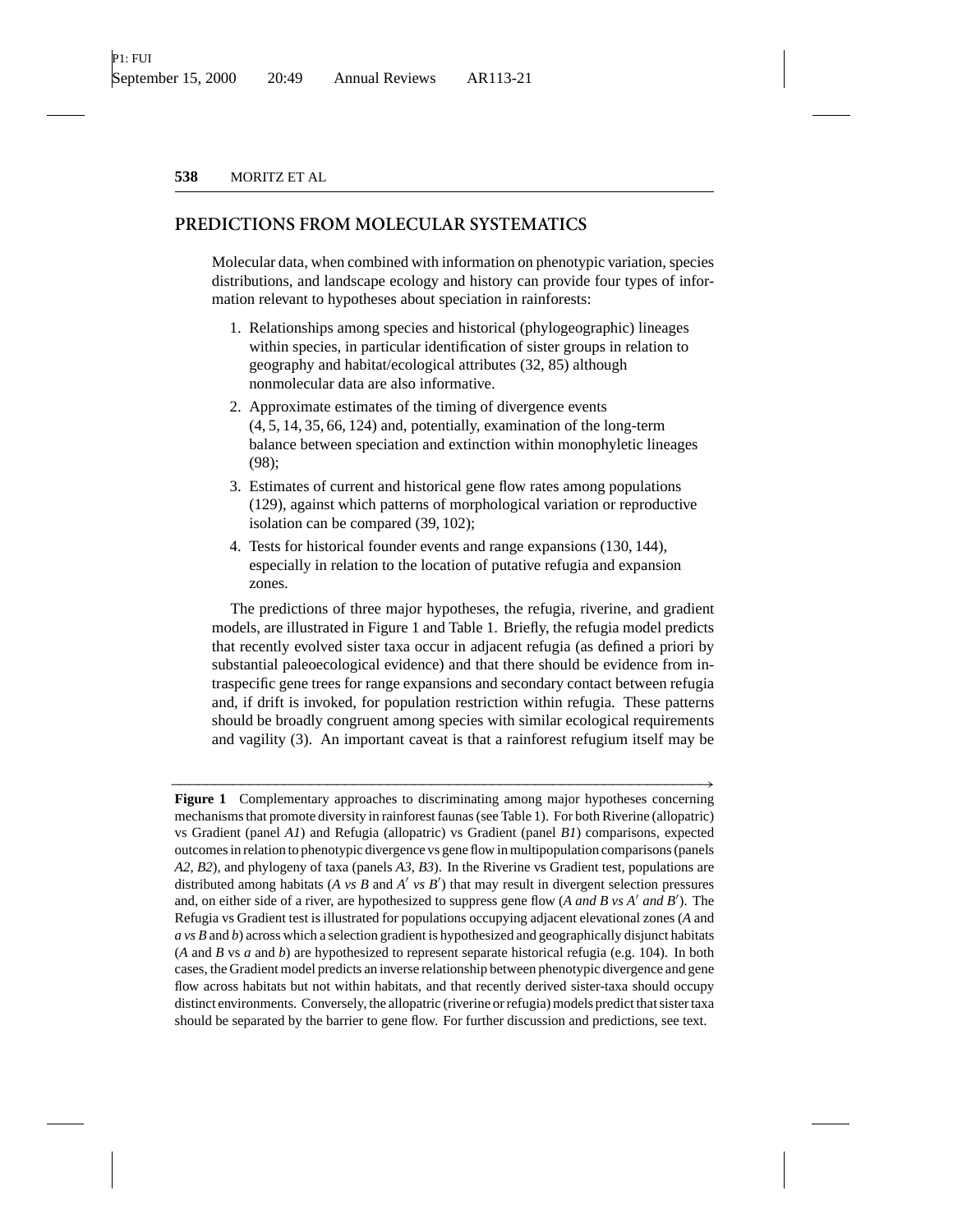## PREDICTIONS FROM MOLECULAR SYSTEMATICS

Molecular data, when combined with information on phenotypic variation, species distributions, and landscape ecology and history can provide four types of information relevant to hypotheses about speciation in rainforests:

1. Relationships among species and historical (phylogeographic) lineages within species, in particular identification of sister groups in relation to geography and habitat/ecological attributes (32, 85) although nonmolecular data are also informative.
2. Approximate estimates of the timing of divergence events (4, 5, 14, 35, 66, 124) and, potentially, examination of the long-term balance between speciation and extinction within monophyletic lineages (98);
3. Estimates of current and historical gene flow rates among populations (129), against which patterns of morphological variation or reproductive isolation can be compared (39, 102);
4. Tests for historical founder events and range expansions (130, 144), especially in relation to the location of putative refugia and expansion zones.

The predictions of three major hypotheses, the refugia, riverine, and gradient models, are illustrated in Figure 1 and Table 1. Briefly, the refugia model predicts that recently evolved sister taxa occur in adjacent refugia (as defined a priori by substantial paleoecological evidence) and that there should be evidence from intraspecific gene trees for range expansions and secondary contact between refugia and, if drift is invoked, for population restriction within refugia. These patterns should be broadly congruent among species with similar ecological requirements and vagility (3). An important caveat is that a rainforest refugium itself may be

**Figure 1** Complementary approaches to discriminating among major hypotheses concerning mechanisms that promote diversity in rainforest faunas (see Table 1). For both Riverine (allopatric) vs Gradient (panel *A1*) and Refugia (allopatric) vs Gradient (panel *B1*) comparisons, expected outcomes in relation to phenotypic divergence vs gene flow in multipopulation comparisons (panels *A2, B2*), and phylogeny of taxa (panels *A3, B3*). In the Riverine vs Gradient test, populations are distributed among habitats (*A vs B* and *A′ vs B′*) that may result in divergent selection pressures and, on either side of a river, are hypothesized to suppress gene flow (*A and B vs A′ and B′*). The Refugia vs Gradient test is illustrated for populations occupying adjacent elevational zones (*A* and *a vs B* and *b*) across which a selection gradient is hypothesized and geographically disjunct habitats (*A* and *B* vs *a* and *b*) are hypothesized to represent separate historical refugia (e.g. 104). In both cases, the Gradient model predicts an inverse relationship between phenotypic divergence and gene flow across habitats but not within habitats, and that recently derived sister-taxa should occupy distinct environments. Conversely, the allopatric (riverine or refugia) models predict that sister taxa should be separated by the barrier to gene flow. For further discussion and predictions, see text.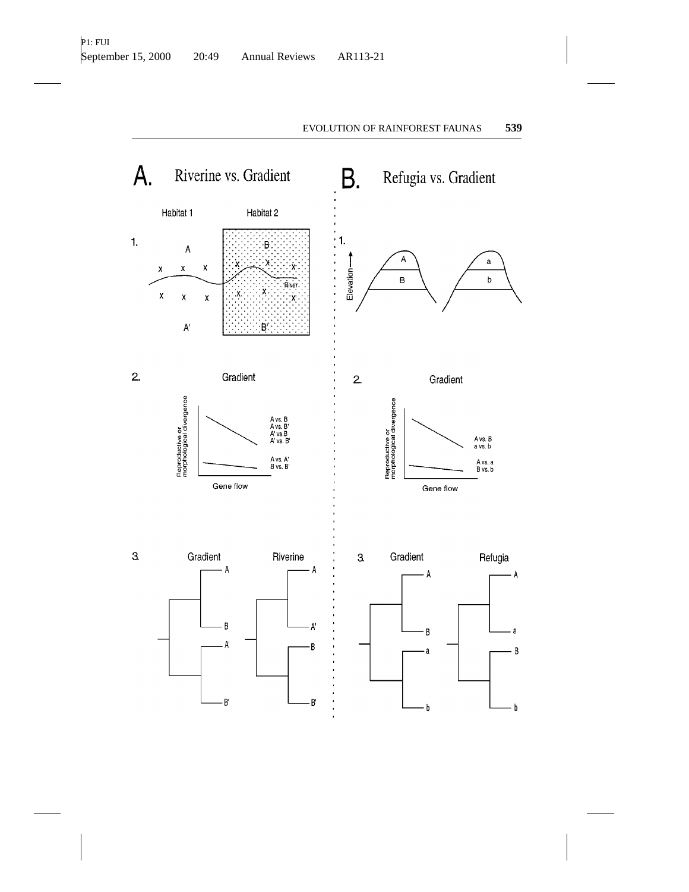## A. Riverine vs. Gradient

Habitat 1 Habitat 2

1.

A B

x x x x x x

River

x x x x x x

A' B'

2. Gradient

Reproductive or morphological divergence

A vs. B
A vs. B'
A' vs. B
A' vs. B'

A vs. A'
B vs. B'

Gene flow

3. Gradient Riverine

A A
B A'
A' B
B' B'

## B. Refugia vs. Gradient

1.

Elevation

A a
B b

2. Gradient

Reproductive or morphological divergence

A vs. B
a vs. b

A vs. a
B vs. b

Gene flow

3. Gradient Refugia

A A
B a
a B
b b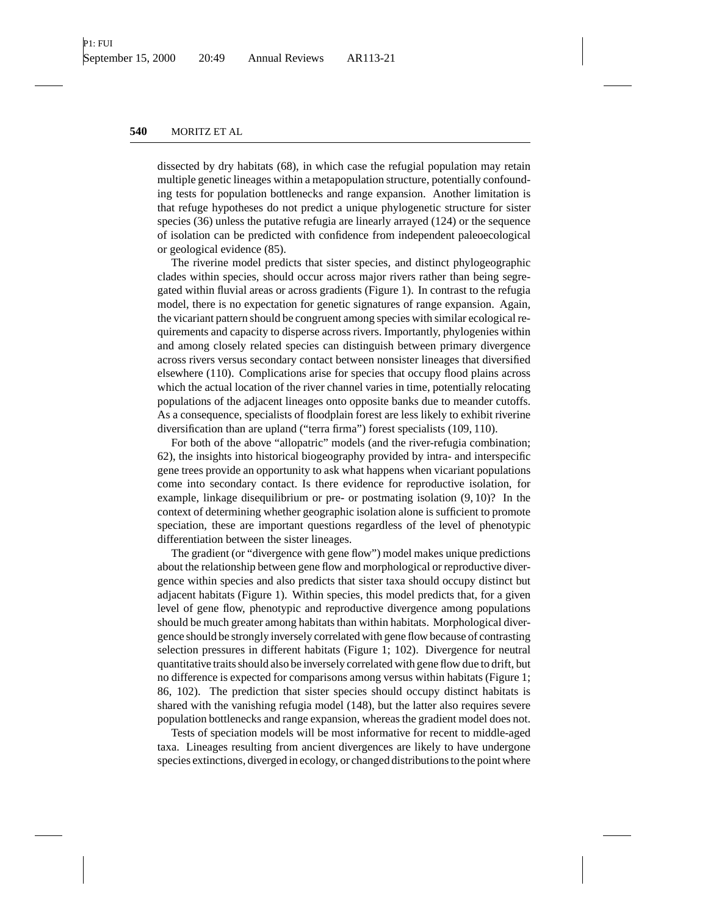dissected by dry habitats (68), in which case the refugial population may retain multiple genetic lineages within a metapopulation structure, potentially confounding tests for population bottlenecks and range expansion. Another limitation is that refuge hypotheses do not predict a unique phylogenetic structure for sister species (36) unless the putative refugia are linearly arrayed (124) or the sequence of isolation can be predicted with confidence from independent paleoecological or geological evidence (85).

The riverine model predicts that sister species, and distinct phylogeographic clades within species, should occur across major rivers rather than being segregated within fluvial areas or across gradients (Figure 1). In contrast to the refugia model, there is no expectation for genetic signatures of range expansion. Again, the vicariant pattern should be congruent among species with similar ecological requirements and capacity to disperse across rivers. Importantly, phylogenies within and among closely related species can distinguish between primary divergence across rivers versus secondary contact between nonsister lineages that diversified elsewhere (110). Complications arise for species that occupy flood plains across which the actual location of the river channel varies in time, potentially relocating populations of the adjacent lineages onto opposite banks due to meander cutoffs. As a consequence, specialists of floodplain forest are less likely to exhibit riverine diversification than are upland ("terra firma") forest specialists (109, 110).

For both of the above "allopatric" models (and the river-refugia combination; 62), the insights into historical biogeography provided by intra- and interspecific gene trees provide an opportunity to ask what happens when vicariant populations come into secondary contact. Is there evidence for reproductive isolation, for example, linkage disequilibrium or pre- or postmating isolation (9, 10)? In the context of determining whether geographic isolation alone is sufficient to promote speciation, these are important questions regardless of the level of phenotypic differentiation between the sister lineages.

The gradient (or "divergence with gene flow") model makes unique predictions about the relationship between gene flow and morphological or reproductive divergence within species and also predicts that sister taxa should occupy distinct but adjacent habitats (Figure 1). Within species, this model predicts that, for a given level of gene flow, phenotypic and reproductive divergence among populations should be much greater among habitats than within habitats. Morphological divergence should be strongly inversely correlated with gene flow because of contrasting selection pressures in different habitats (Figure 1; 102). Divergence for neutral quantitative traits should also be inversely correlated with gene flow due to drift, but no difference is expected for comparisons among versus within habitats (Figure 1; 86, 102). The prediction that sister species should occupy distinct habitats is shared with the vanishing refugia model (148), but the latter also requires severe population bottlenecks and range expansion, whereas the gradient model does not.

Tests of speciation models will be most informative for recent to middle-aged taxa. Lineages resulting from ancient divergences are likely to have undergone species extinctions, diverged in ecology, or changed distributions to the point where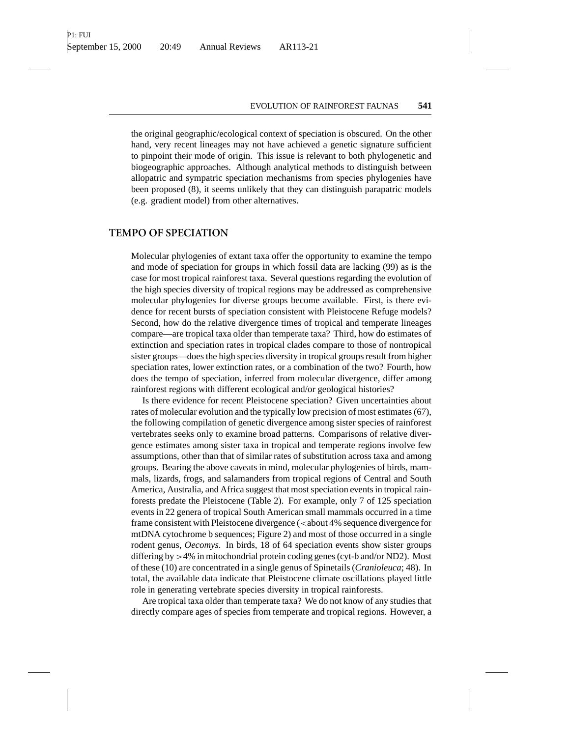the original geographic/ecological context of speciation is obscured. On the other hand, very recent lineages may not have achieved a genetic signature sufficient to pinpoint their mode of origin. This issue is relevant to both phylogenetic and biogeographic approaches. Although analytical methods to distinguish between allopatric and sympatric speciation mechanisms from species phylogenies have been proposed (8), it seems unlikely that they can distinguish parapatric models (e.g. gradient model) from other alternatives.

## TEMPO OF SPECIATION

Molecular phylogenies of extant taxa offer the opportunity to examine the tempo and mode of speciation for groups in which fossil data are lacking (99) as is the case for most tropical rainforest taxa. Several questions regarding the evolution of the high species diversity of tropical regions may be addressed as comprehensive molecular phylogenies for diverse groups become available. First, is there evidence for recent bursts of speciation consistent with Pleistocene Refuge models? Second, how do the relative divergence times of tropical and temperate lineages compare—are tropical taxa older than temperate taxa? Third, how do estimates of extinction and speciation rates in tropical clades compare to those of nontropical sister groups—does the high species diversity in tropical groups result from higher speciation rates, lower extinction rates, or a combination of the two? Fourth, how does the tempo of speciation, inferred from molecular divergence, differ among rainforest regions with different ecological and/or geological histories?

Is there evidence for recent Pleistocene speciation? Given uncertainties about rates of molecular evolution and the typically low precision of most estimates (67), the following compilation of genetic divergence among sister species of rainforest vertebrates seeks only to examine broad patterns. Comparisons of relative divergence estimates among sister taxa in tropical and temperate regions involve few assumptions, other than that of similar rates of substitution across taxa and among groups. Bearing the above caveats in mind, molecular phylogenies of birds, mammals, lizards, frogs, and salamanders from tropical regions of Central and South America, Australia, and Africa suggest that most speciation events in tropical rainforests predate the Pleistocene (Table 2). For example, only 7 of 125 speciation events in 22 genera of tropical South American small mammals occurred in a time frame consistent with Pleistocene divergence (<about 4% sequence divergence for mtDNA cytochrome b sequences; Figure 2) and most of those occurred in a single rodent genus, *Oecomys*. In birds, 18 of 64 speciation events show sister groups differing by >4% in mitochondrial protein coding genes (cyt-b and/or ND2). Most of these (10) are concentrated in a single genus of Spinetails (*Cranioleuca*; 48). In total, the available data indicate that Pleistocene climate oscillations played little role in generating vertebrate species diversity in tropical rainforests.

Are tropical taxa older than temperate taxa? We do not know of any studies that directly compare ages of species from temperate and tropical regions. However, a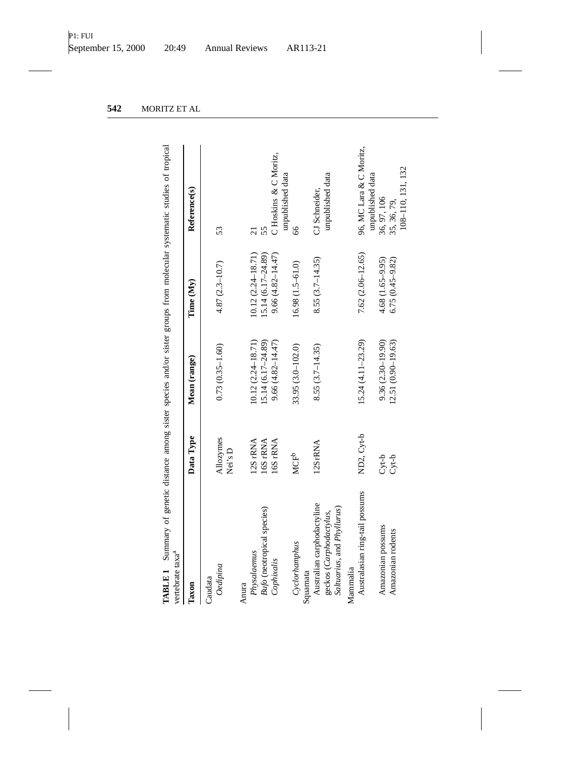**TABLE 1** Summary of genetic distance among sister species and/or sister groups from molecular systematic studies of tropical vertebrate taxa[a]

| Taxon | Data Type | Mean (range) | Time (My) | Reference(s) |
|---|---|---|---|---|
| Caudata | | | | |
| *Oedipina* | Allozymes Nei's D | 0.73 (0.35–1.60) | 4.87 (2.3–10.7) | 53 |
| Anura | | | | |
| *Physalaemus* | 12S rRNA | 10.12 (2.24–18.71) | 10.12 (2.24–18.71) | 21 |
| *Bufo* (neotropical species) | 16S rRNA | 15.14 (6.17–24.89) | 15.14 (6.17–24.89) | 55 |
| *Cophixalis* | 16S rRNA | 9.66 (4.82–14.47) | 9.66 (4.82–14.47) | C Hoskins & C Moritz, unpublished data |
| *Cyclorhamphus* | MCF[b] | 33.95 (3.0–102.0) | 16.98 (1.5–61.0) | 66 |
| Squamata | | | | |
| Australian carphodactyline geckos (*Carphodactylus*, *Saltuarius*, and *Phyllurus*) | 12SrRNA | 8.55 (3.7–14.35) | 8.55 (3.7–14.35) | CJ Schneider, unpublished data |
| Mammalia | | | | |
| Australasian ring-tail possums | ND2, Cyt-b | 15.24 (4.11–23.29) | 7.62 (2.06–12.65) | 96, MC Lara & C Moritz, unpublished data |
| Amazonian possums | Cyt-b | 9.36 (2.30–19.90) | 4.68 (1.65–9.95) | 36, 97, 106 |
| Amazonian rodents | Cyt-b | 12.51 (0.90–19.63) | 6.75 (0.45–9.82) | 35, 36, 79, 108–110, 131, 132 |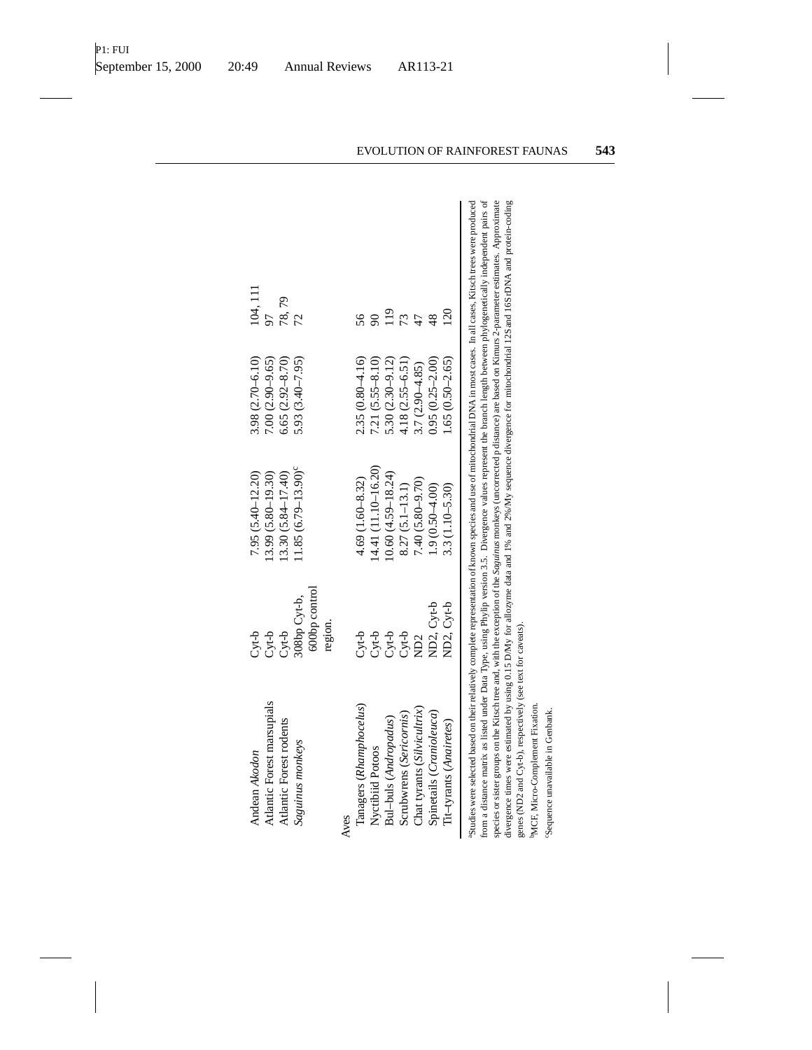| | | | | |
|---|---|---|---|---|
| Andean *Akodon* | Cyt-b | 7.95 (5.40–12.20) | 3.98 (2.70–6.10) | 104, 111 |
| Atlantic Forest marsupials | Cyt-b | 13.99 (5.80–19.30) | 7.00 (2.90–9.65) | 97 |
| Atlantic Forest rodents | Cyt-b | 13.30 (5.84–17.40) | 6.65 (2.92–8.70) | 78, 79 |
| *Saguinus* monkeys | 308bp Cyt-b, 600bp control region. | 11.85 (6.79–13.90)[c] | 5.93 (3.40–7.95) | 72 |
| Aves | | | | |
| Tanagers (*Rhamphocelus*) | Cyt-b | 4.69 (1.60–8.32) | 2.35 (0.80–4.16) | 56 |
| Nyctibiid Potoos | Cyt-b | 14.41 (11.10–16.20) | 7.21 (5.55–8.10) | 90 |
| Bul–buls (*Andropadus*) | Cyt-b | 10.60 (4.59–18.24) | 5.30 (2.30–9.12) | 119 |
| Scrubwrens (*Sericornis*) | Cyt-b | 8.27 (5.1–13.1) | 4.18 (2.55–6.51) | 73 |
| Chat tyrants (*Silvicultrix*) | ND2 | 7.40 (5.80–9.70) | 3.7 (2.90–4.85) | 47 |
| Spinetails (*Cranioleuca*) | ND2, Cyt-b | 1.9 (0.50–4.00) | 0.95 (0.25–2.00) | 48 |
| Tit–tyrants (*Anairetes*) | ND2, Cyt-b | 3.3 (1.10–5.30) | 1.65 (0.50–2.65) | 120 |

[a]Studies were selected based on their relatively complete representation of known species and use of mitochondrial DNA in most cases. In all cases, Kitsch trees were produced from a distance matrix as listed under Data Type, using Phylip version 3.5. Divergence values represent the branch length between phylogenetically independent pairs of species or sister groups on the Kitsch tree and, with the exception of the *Saguinus* monkeys (uncorrected p distance) are based on Kimura 2-parameter estimates. Approximate divergence times were estimated by using 0.15 D/My for allozyme data and 1% and 2%/My sequence divergence for mitochondrial 12S and 16S rDNA and protein-coding genes (ND2 and Cyt-b), respectively (see text for caveats).

[b]MCF, Micro-Complement Fixation.

[c]Sequence unavailable in Genbank.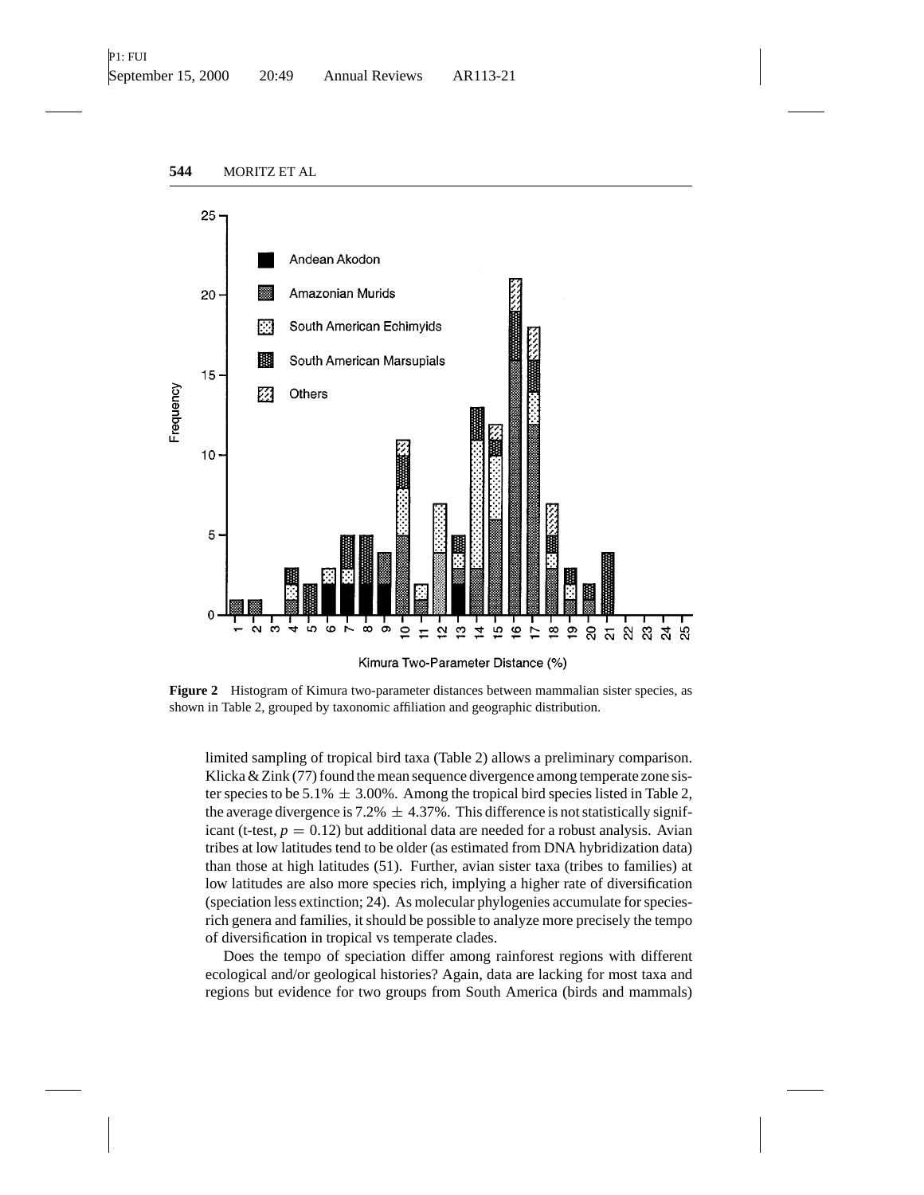**Figure 2** Histogram of Kimura two-parameter distances between mammalian sister species, as shown in Table 2, grouped by taxonomic affiliation and geographic distribution.

limited sampling of tropical bird taxa (Table 2) allows a preliminary comparison. Klicka & Zink (77) found the mean sequence divergence among temperate zone sister species to be 5.1% $\pm$ 3.00%. Among the tropical bird species listed in Table 2, the average divergence is 7.2% $\pm$ 4.37%. This difference is not statistically significant (t-test, $p = 0.12$) but additional data are needed for a robust analysis. Avian tribes at low latitudes tend to be older (as estimated from DNA hybridization data) than those at high latitudes (51). Further, avian sister taxa (tribes to families) at low latitudes are also more species rich, implying a higher rate of diversification (speciation less extinction; 24). As molecular phylogenies accumulate for species-rich genera and families, it should be possible to analyze more precisely the tempo of diversification in tropical vs temperate clades.

Does the tempo of speciation differ among rainforest regions with different ecological and/or geological histories? Again, data are lacking for most taxa and regions but evidence for two groups from South America (birds and mammals)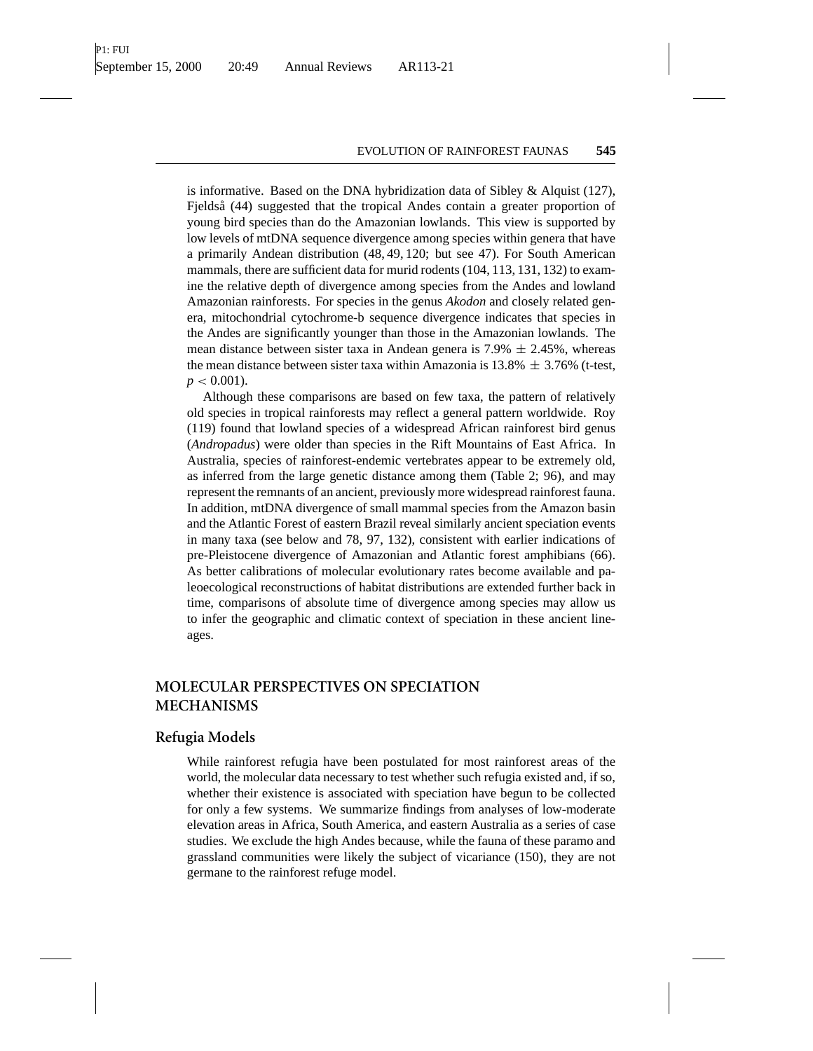is informative. Based on the DNA hybridization data of Sibley & Alquist (127), Fjeldså (44) suggested that the tropical Andes contain a greater proportion of young bird species than do the Amazonian lowlands. This view is supported by low levels of mtDNA sequence divergence among species within genera that have a primarily Andean distribution (48, 49, 120; but see 47). For South American mammals, there are sufficient data for murid rodents (104, 113, 131, 132) to examine the relative depth of divergence among species from the Andes and lowland Amazonian rainforests. For species in the genus *Akodon* and closely related genera, mitochondrial cytochrome-b sequence divergence indicates that species in the Andes are significantly younger than those in the Amazonian lowlands. The mean distance between sister taxa in Andean genera is 7.9% $\pm$ 2.45%, whereas the mean distance between sister taxa within Amazonia is 13.8% $\pm$ 3.76% (t-test, $p < 0.001$).

Although these comparisons are based on few taxa, the pattern of relatively old species in tropical rainforests may reflect a general pattern worldwide. Roy (119) found that lowland species of a widespread African rainforest bird genus (*Andropadus*) were older than species in the Rift Mountains of East Africa. In Australia, species of rainforest-endemic vertebrates appear to be extremely old, as inferred from the large genetic distance among them (Table 2; 96), and may represent the remnants of an ancient, previously more widespread rainforest fauna. In addition, mtDNA divergence of small mammal species from the Amazon basin and the Atlantic Forest of eastern Brazil reveal similarly ancient speciation events in many taxa (see below and 78, 97, 132), consistent with earlier indications of pre-Pleistocene divergence of Amazonian and Atlantic forest amphibians (66). As better calibrations of molecular evolutionary rates become available and paleoecological reconstructions of habitat distributions are extended further back in time, comparisons of absolute time of divergence among species may allow us to infer the geographic and climatic context of speciation in these ancient lineages.

## MOLECULAR PERSPECTIVES ON SPECIATION MECHANISMS

### Refugia Models

While rainforest refugia have been postulated for most rainforest areas of the world, the molecular data necessary to test whether such refugia existed and, if so, whether their existence is associated with speciation have begun to be collected for only a few systems. We summarize findings from analyses of low-moderate elevation areas in Africa, South America, and eastern Australia as a series of case studies. We exclude the high Andes because, while the fauna of these paramo and grassland communities were likely the subject of vicariance (150), they are not germane to the rainforest refuge model.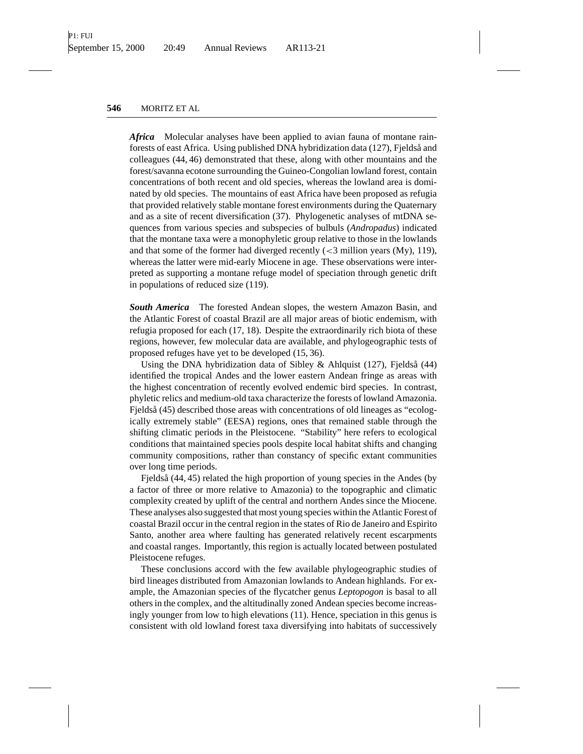***Africa*** Molecular analyses have been applied to avian fauna of montane rainforests of east Africa. Using published DNA hybridization data (127), Fjeldså and colleagues (44, 46) demonstrated that these, along with other mountains and the forest/savanna ecotone surrounding the Guineo-Congolian lowland forest, contain concentrations of both recent and old species, whereas the lowland area is dominated by old species. The mountains of east Africa have been proposed as refugia that provided relatively stable montane forest environments during the Quaternary and as a site of recent diversification (37). Phylogenetic analyses of mtDNA sequences from various species and subspecies of bulbuls (*Andropadus*) indicated that the montane taxa were a monophyletic group relative to those in the lowlands and that some of the former had diverged recently ($<$3 million years (My), 119), whereas the latter were mid-early Miocene in age. These observations were interpreted as supporting a montane refuge model of speciation through genetic drift in populations of reduced size (119).

***South America*** The forested Andean slopes, the western Amazon Basin, and the Atlantic Forest of coastal Brazil are all major areas of biotic endemism, with refugia proposed for each (17, 18). Despite the extraordinarily rich biota of these regions, however, few molecular data are available, and phylogeographic tests of proposed refuges have yet to be developed (15, 36).

Using the DNA hybridization data of Sibley & Ahlquist (127), Fjeldså (44) identified the tropical Andes and the lower eastern Andean fringe as areas with the highest concentration of recently evolved endemic bird species. In contrast, phyletic relics and medium-old taxa characterize the forests of lowland Amazonia. Fjeldså (45) described those areas with concentrations of old lineages as "ecologically extremely stable" (EESA) regions, ones that remained stable through the shifting climatic periods in the Pleistocene. "Stability" here refers to ecological conditions that maintained species pools despite local habitat shifts and changing community compositions, rather than constancy of specific extant communities over long time periods.

Fjeldså (44, 45) related the high proportion of young species in the Andes (by a factor of three or more relative to Amazonia) to the topographic and climatic complexity created by uplift of the central and northern Andes since the Miocene. These analyses also suggested that most young species within the Atlantic Forest of coastal Brazil occur in the central region in the states of Rio de Janeiro and Espirito Santo, another area where faulting has generated relatively recent escarpments and coastal ranges. Importantly, this region is actually located between postulated Pleistocene refuges.

These conclusions accord with the few available phylogeographic studies of bird lineages distributed from Amazonian lowlands to Andean highlands. For example, the Amazonian species of the flycatcher genus *Leptopogon* is basal to all others in the complex, and the altitudinally zoned Andean species become increasingly younger from low to high elevations (11). Hence, speciation in this genus is consistent with old lowland forest taxa diversifying into habitats of successively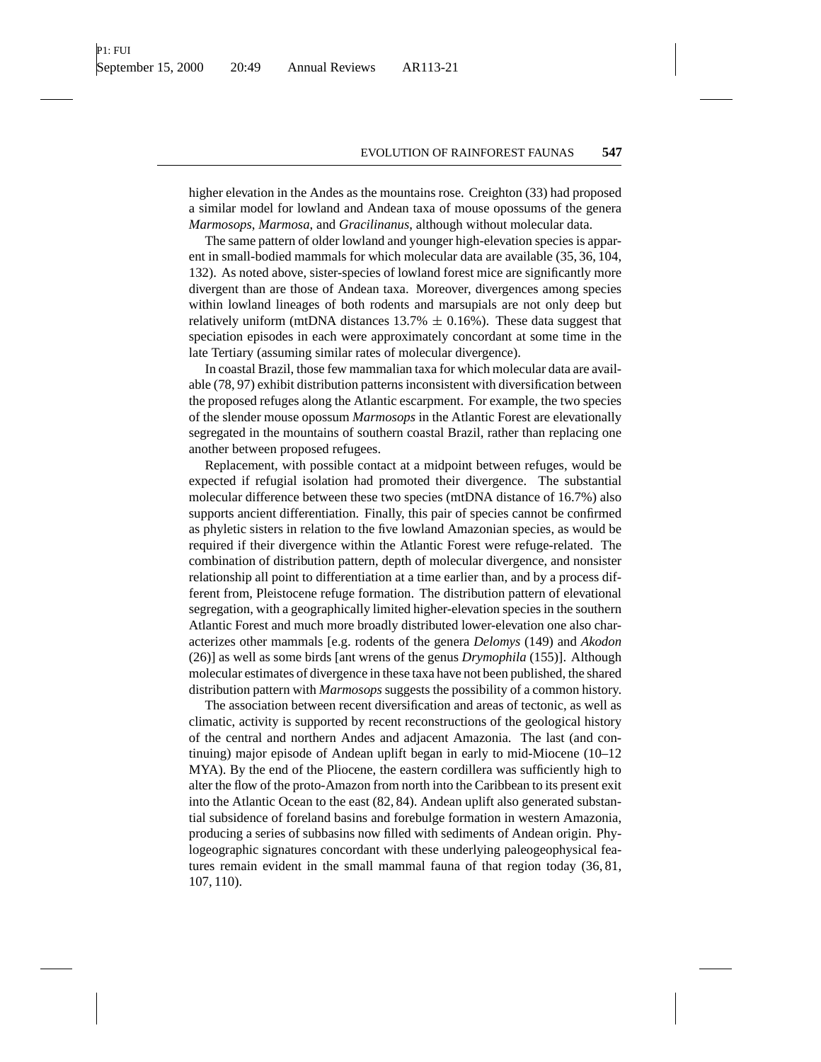higher elevation in the Andes as the mountains rose. Creighton (33) had proposed a similar model for lowland and Andean taxa of mouse opossums of the genera *Marmosops*, *Marmosa*, and *Gracilinanus*, although without molecular data.

The same pattern of older lowland and younger high-elevation species is apparent in small-bodied mammals for which molecular data are available (35, 36, 104, 132). As noted above, sister-species of lowland forest mice are significantly more divergent than are those of Andean taxa. Moreover, divergences among species within lowland lineages of both rodents and marsupials are not only deep but relatively uniform (mtDNA distances 13.7% $\pm$ 0.16%). These data suggest that speciation episodes in each were approximately concordant at some time in the late Tertiary (assuming similar rates of molecular divergence).

In coastal Brazil, those few mammalian taxa for which molecular data are available (78, 97) exhibit distribution patterns inconsistent with diversification between the proposed refuges along the Atlantic escarpment. For example, the two species of the slender mouse opossum *Marmosops* in the Atlantic Forest are elevationally segregated in the mountains of southern coastal Brazil, rather than replacing one another between proposed refugees.

Replacement, with possible contact at a midpoint between refuges, would be expected if refugial isolation had promoted their divergence. The substantial molecular difference between these two species (mtDNA distance of 16.7%) also supports ancient differentiation. Finally, this pair of species cannot be confirmed as phyletic sisters in relation to the five lowland Amazonian species, as would be required if their divergence within the Atlantic Forest were refuge-related. The combination of distribution pattern, depth of molecular divergence, and nonsister relationship all point to differentiation at a time earlier than, and by a process different from, Pleistocene refuge formation. The distribution pattern of elevational segregation, with a geographically limited higher-elevation species in the southern Atlantic Forest and much more broadly distributed lower-elevation one also characterizes other mammals [e.g. rodents of the genera *Delomys* (149) and *Akodon* (26)] as well as some birds [ant wrens of the genus *Drymophila* (155)]. Although molecular estimates of divergence in these taxa have not been published, the shared distribution pattern with *Marmosops* suggests the possibility of a common history.

The association between recent diversification and areas of tectonic, as well as climatic, activity is supported by recent reconstructions of the geological history of the central and northern Andes and adjacent Amazonia. The last (and continuing) major episode of Andean uplift began in early to mid-Miocene (10–12 MYA). By the end of the Pliocene, the eastern cordillera was sufficiently high to alter the flow of the proto-Amazon from north into the Caribbean to its present exit into the Atlantic Ocean to the east (82, 84). Andean uplift also generated substantial subsidence of foreland basins and forebulge formation in western Amazonia, producing a series of subbasins now filled with sediments of Andean origin. Phylogeographic signatures concordant with these underlying paleogeophysical features remain evident in the small mammal fauna of that region today (36, 81, 107, 110).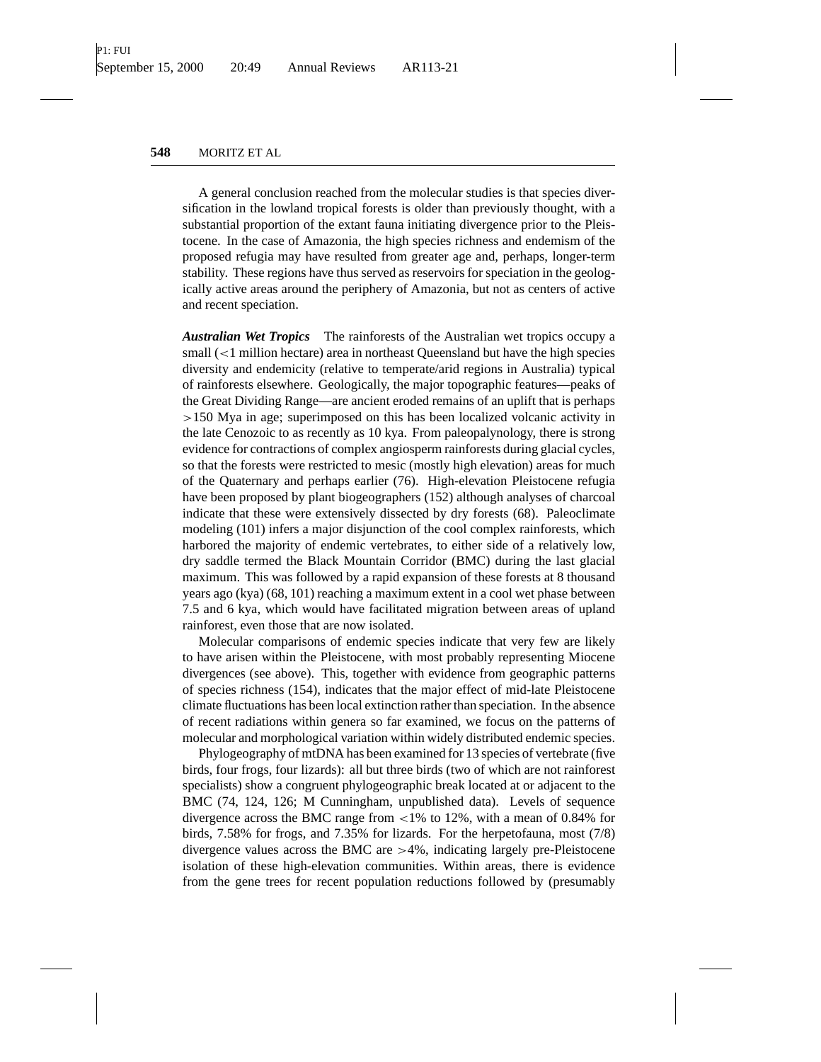A general conclusion reached from the molecular studies is that species diversification in the lowland tropical forests is older than previously thought, with a substantial proportion of the extant fauna initiating divergence prior to the Pleistocene. In the case of Amazonia, the high species richness and endemism of the proposed refugia may have resulted from greater age and, perhaps, longer-term stability. These regions have thus served as reservoirs for speciation in the geologically active areas around the periphery of Amazonia, but not as centers of active and recent speciation.

***Australian Wet Tropics*** The rainforests of the Australian wet tropics occupy a small (<1 million hectare) area in northeast Queensland but have the high species diversity and endemicity (relative to temperate/arid regions in Australia) typical of rainforests elsewhere. Geologically, the major topographic features—peaks of the Great Dividing Range—are ancient eroded remains of an uplift that is perhaps >150 Mya in age; superimposed on this has been localized volcanic activity in the late Cenozoic to as recently as 10 kya. From paleopalynology, there is strong evidence for contractions of complex angiosperm rainforests during glacial cycles, so that the forests were restricted to mesic (mostly high elevation) areas for much of the Quaternary and perhaps earlier (76). High-elevation Pleistocene refugia have been proposed by plant biogeographers (152) although analyses of charcoal indicate that these were extensively dissected by dry forests (68). Paleoclimate modeling (101) infers a major disjunction of the cool complex rainforests, which harbored the majority of endemic vertebrates, to either side of a relatively low, dry saddle termed the Black Mountain Corridor (BMC) during the last glacial maximum. This was followed by a rapid expansion of these forests at 8 thousand years ago (kya) (68, 101) reaching a maximum extent in a cool wet phase between 7.5 and 6 kya, which would have facilitated migration between areas of upland rainforest, even those that are now isolated.

Molecular comparisons of endemic species indicate that very few are likely to have arisen within the Pleistocene, with most probably representing Miocene divergences (see above). This, together with evidence from geographic patterns of species richness (154), indicates that the major effect of mid-late Pleistocene climate fluctuations has been local extinction rather than speciation. In the absence of recent radiations within genera so far examined, we focus on the patterns of molecular and morphological variation within widely distributed endemic species.

Phylogeography of mtDNA has been examined for 13 species of vertebrate (five birds, four frogs, four lizards): all but three birds (two of which are not rainforest specialists) show a congruent phylogeographic break located at or adjacent to the BMC (74, 124, 126; M Cunningham, unpublished data). Levels of sequence divergence across the BMC range from <1% to 12%, with a mean of 0.84% for birds, 7.58% for frogs, and 7.35% for lizards. For the herpetofauna, most (7/8) divergence values across the BMC are >4%, indicating largely pre-Pleistocene isolation of these high-elevation communities. Within areas, there is evidence from the gene trees for recent population reductions followed by (presumably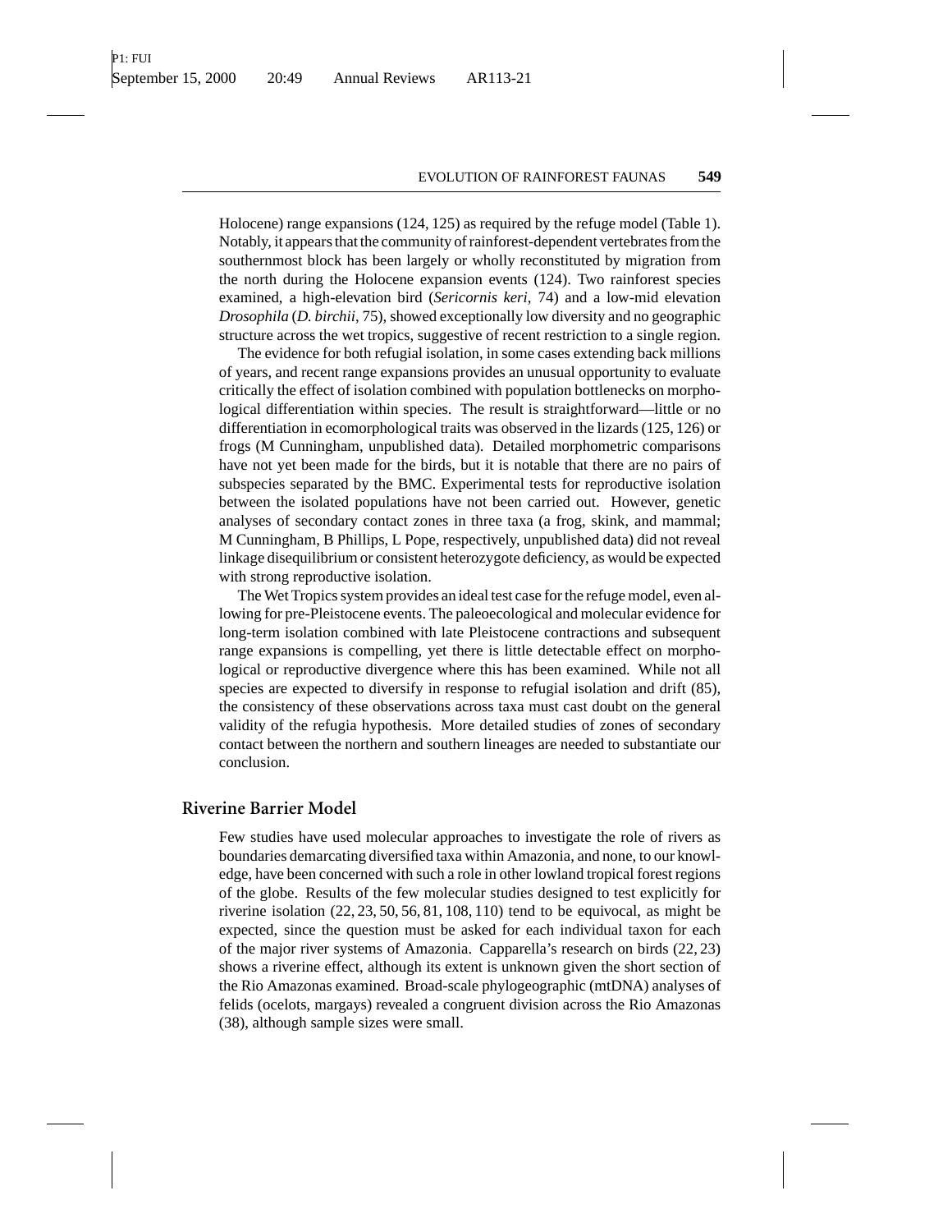Holocene) range expansions (124, 125) as required by the refuge model (Table 1). Notably, it appears that the community of rainforest-dependent vertebrates from the southernmost block has been largely or wholly reconstituted by migration from the north during the Holocene expansion events (124). Two rainforest species examined, a high-elevation bird (*Sericornis keri*, 74) and a low-mid elevation *Drosophila* (*D. birchii*, 75), showed exceptionally low diversity and no geographic structure across the wet tropics, suggestive of recent restriction to a single region.

The evidence for both refugial isolation, in some cases extending back millions of years, and recent range expansions provides an unusual opportunity to evaluate critically the effect of isolation combined with population bottlenecks on morphological differentiation within species. The result is straightforward—little or no differentiation in ecomorphological traits was observed in the lizards (125, 126) or frogs (M Cunningham, unpublished data). Detailed morphometric comparisons have not yet been made for the birds, but it is notable that there are no pairs of subspecies separated by the BMC. Experimental tests for reproductive isolation between the isolated populations have not been carried out. However, genetic analyses of secondary contact zones in three taxa (a frog, skink, and mammal; M Cunningham, B Phillips, L Pope, respectively, unpublished data) did not reveal linkage disequilibrium or consistent heterozygote deficiency, as would be expected with strong reproductive isolation.

The Wet Tropics system provides an ideal test case for the refuge model, even allowing for pre-Pleistocene events. The paleoecological and molecular evidence for long-term isolation combined with late Pleistocene contractions and subsequent range expansions is compelling, yet there is little detectable effect on morphological or reproductive divergence where this has been examined. While not all species are expected to diversify in response to refugial isolation and drift (85), the consistency of these observations across taxa must cast doubt on the general validity of the refugia hypothesis. More detailed studies of zones of secondary contact between the northern and southern lineages are needed to substantiate our conclusion.

## Riverine Barrier Model

Few studies have used molecular approaches to investigate the role of rivers as boundaries demarcating diversified taxa within Amazonia, and none, to our knowledge, have been concerned with such a role in other lowland tropical forest regions of the globe. Results of the few molecular studies designed to test explicitly for riverine isolation (22, 23, 50, 56, 81, 108, 110) tend to be equivocal, as might be expected, since the question must be asked for each individual taxon for each of the major river systems of Amazonia. Capparella's research on birds (22, 23) shows a riverine effect, although its extent is unknown given the short section of the Rio Amazonas examined. Broad-scale phylogeographic (mtDNA) analyses of felids (ocelots, margays) revealed a congruent division across the Rio Amazonas (38), although sample sizes were small.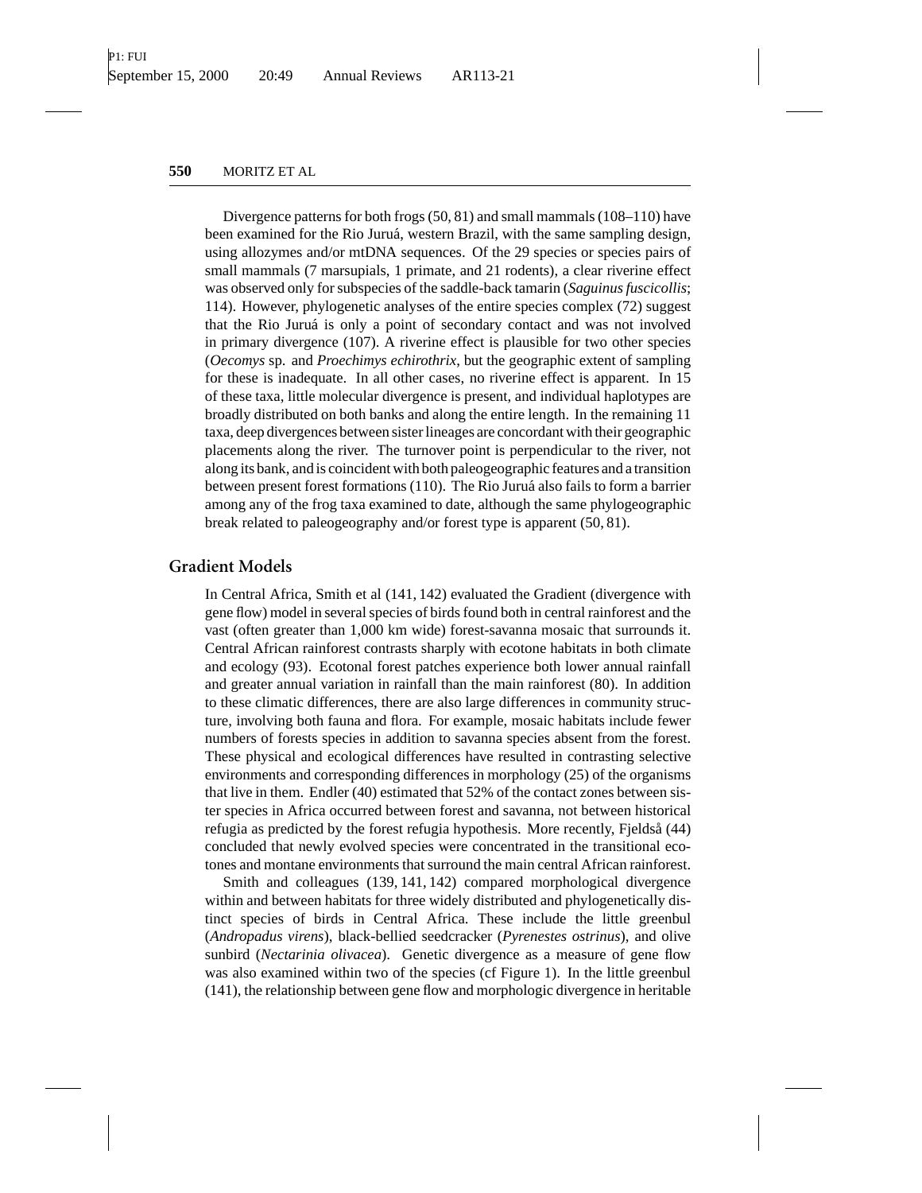Divergence patterns for both frogs (50, 81) and small mammals (108–110) have been examined for the Rio Juruá, western Brazil, with the same sampling design, using allozymes and/or mtDNA sequences. Of the 29 species or species pairs of small mammals (7 marsupials, 1 primate, and 21 rodents), a clear riverine effect was observed only for subspecies of the saddle-back tamarin (*Saguinus fuscicollis*; 114). However, phylogenetic analyses of the entire species complex (72) suggest that the Rio Juruá is only a point of secondary contact and was not involved in primary divergence (107). A riverine effect is plausible for two other species (*Oecomys* sp. and *Proechimys echirothrix*, but the geographic extent of sampling for these is inadequate. In all other cases, no riverine effect is apparent. In 15 of these taxa, little molecular divergence is present, and individual haplotypes are broadly distributed on both banks and along the entire length. In the remaining 11 taxa, deep divergences between sister lineages are concordant with their geographic placements along the river. The turnover point is perpendicular to the river, not along its bank, and is coincident with both paleogeographic features and a transition between present forest formations (110). The Rio Juruá also fails to form a barrier among any of the frog taxa examined to date, although the same phylogeographic break related to paleogeography and/or forest type is apparent (50, 81).

## Gradient Models

In Central Africa, Smith et al (141, 142) evaluated the Gradient (divergence with gene flow) model in several species of birds found both in central rainforest and the vast (often greater than 1,000 km wide) forest-savanna mosaic that surrounds it. Central African rainforest contrasts sharply with ecotone habitats in both climate and ecology (93). Ecotonal forest patches experience both lower annual rainfall and greater annual variation in rainfall than the main rainforest (80). In addition to these climatic differences, there are also large differences in community structure, involving both fauna and flora. For example, mosaic habitats include fewer numbers of forests species in addition to savanna species absent from the forest. These physical and ecological differences have resulted in contrasting selective environments and corresponding differences in morphology (25) of the organisms that live in them. Endler (40) estimated that 52% of the contact zones between sister species in Africa occurred between forest and savanna, not between historical refugia as predicted by the forest refugia hypothesis. More recently, Fjeldså (44) concluded that newly evolved species were concentrated in the transitional ecotones and montane environments that surround the main central African rainforest.

Smith and colleagues (139, 141, 142) compared morphological divergence within and between habitats for three widely distributed and phylogenetically distinct species of birds in Central Africa. These include the little greenbul (*Andropadus virens*), black-bellied seedcracker (*Pyrenestes ostrinus*), and olive sunbird (*Nectarinia olivacea*). Genetic divergence as a measure of gene flow was also examined within two of the species (cf Figure 1). In the little greenbul (141), the relationship between gene flow and morphologic divergence in heritable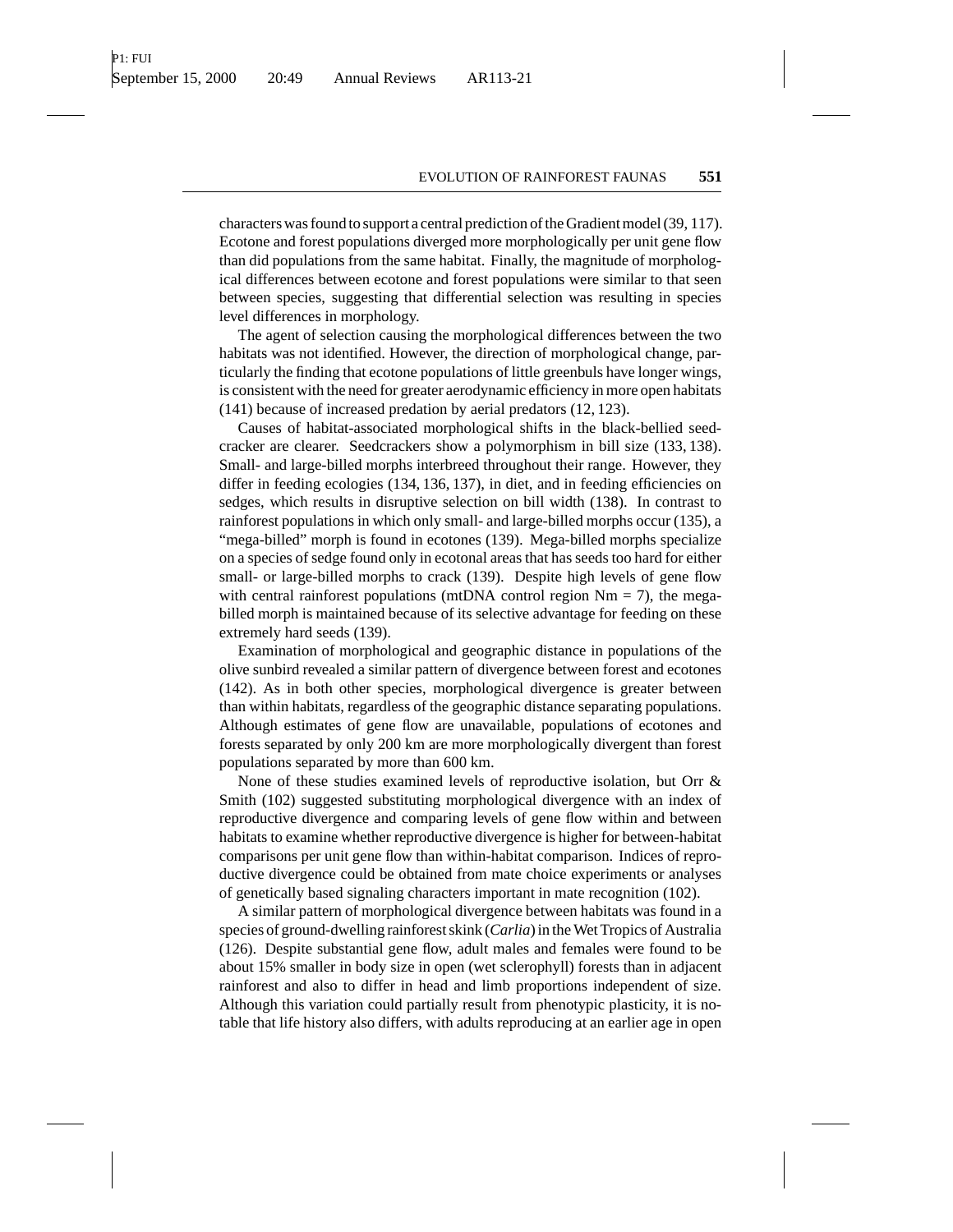characters was found to support a central prediction of the Gradient model (39, 117). Ecotone and forest populations diverged more morphologically per unit gene flow than did populations from the same habitat. Finally, the magnitude of morphological differences between ecotone and forest populations were similar to that seen between species, suggesting that differential selection was resulting in species level differences in morphology.

The agent of selection causing the morphological differences between the two habitats was not identified. However, the direction of morphological change, particularly the finding that ecotone populations of little greenbuls have longer wings, is consistent with the need for greater aerodynamic efficiency in more open habitats (141) because of increased predation by aerial predators (12, 123).

Causes of habitat-associated morphological shifts in the black-bellied seedcracker are clearer. Seedcrackers show a polymorphism in bill size (133, 138). Small- and large-billed morphs interbreed throughout their range. However, they differ in feeding ecologies (134, 136, 137), in diet, and in feeding efficiencies on sedges, which results in disruptive selection on bill width (138). In contrast to rainforest populations in which only small- and large-billed morphs occur (135), a "mega-billed" morph is found in ecotones (139). Mega-billed morphs specialize on a species of sedge found only in ecotonal areas that has seeds too hard for either small- or large-billed morphs to crack (139). Despite high levels of gene flow with central rainforest populations (mtDNA control region Nm = 7), the mega-billed morph is maintained because of its selective advantage for feeding on these extremely hard seeds (139).

Examination of morphological and geographic distance in populations of the olive sunbird revealed a similar pattern of divergence between forest and ecotones (142). As in both other species, morphological divergence is greater between than within habitats, regardless of the geographic distance separating populations. Although estimates of gene flow are unavailable, populations of ecotones and forests separated by only 200 km are more morphologically divergent than forest populations separated by more than 600 km.

None of these studies examined levels of reproductive isolation, but Orr & Smith (102) suggested substituting morphological divergence with an index of reproductive divergence and comparing levels of gene flow within and between habitats to examine whether reproductive divergence is higher for between-habitat comparisons per unit gene flow than within-habitat comparison. Indices of reproductive divergence could be obtained from mate choice experiments or analyses of genetically based signaling characters important in mate recognition (102).

A similar pattern of morphological divergence between habitats was found in a species of ground-dwelling rainforest skink (*Carlia*) in the Wet Tropics of Australia (126). Despite substantial gene flow, adult males and females were found to be about 15% smaller in body size in open (wet sclerophyll) forests than in adjacent rainforest and also to differ in head and limb proportions independent of size. Although this variation could partially result from phenotypic plasticity, it is notable that life history also differs, with adults reproducing at an earlier age in open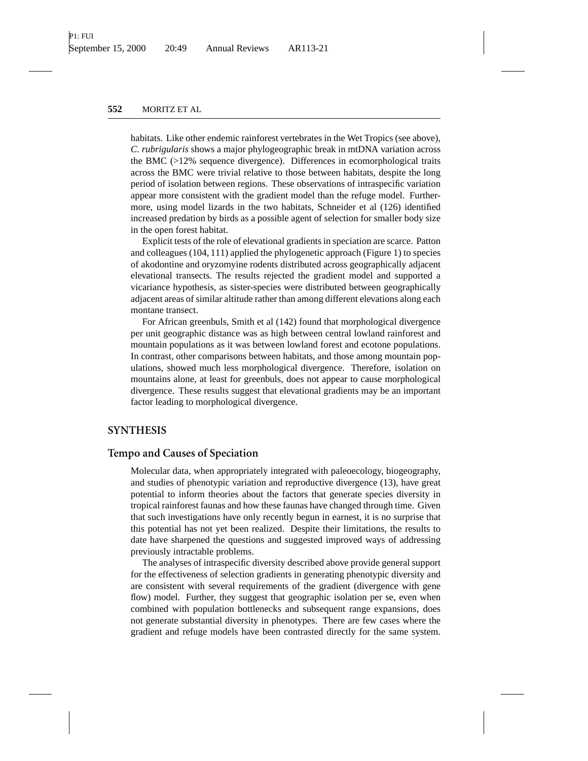habitats. Like other endemic rainforest vertebrates in the Wet Tropics (see above), *C. rubrigularis* shows a major phylogeographic break in mtDNA variation across the BMC (>12% sequence divergence). Differences in ecomorphological traits across the BMC were trivial relative to those between habitats, despite the long period of isolation between regions. These observations of intraspecific variation appear more consistent with the gradient model than the refuge model. Furthermore, using model lizards in the two habitats, Schneider et al (126) identified increased predation by birds as a possible agent of selection for smaller body size in the open forest habitat.

Explicit tests of the role of elevational gradients in speciation are scarce. Patton and colleagues (104, 111) applied the phylogenetic approach (Figure 1) to species of akodontine and oryzomyine rodents distributed across geographically adjacent elevational transects. The results rejected the gradient model and supported a vicariance hypothesis, as sister-species were distributed between geographically adjacent areas of similar altitude rather than among different elevations along each montane transect.

For African greenbuls, Smith et al (142) found that morphological divergence per unit geographic distance was as high between central lowland rainforest and mountain populations as it was between lowland forest and ecotone populations. In contrast, other comparisons between habitats, and those among mountain populations, showed much less morphological divergence. Therefore, isolation on mountains alone, at least for greenbuls, does not appear to cause morphological divergence. These results suggest that elevational gradients may be an important factor leading to morphological divergence.

## SYNTHESIS

### Tempo and Causes of Speciation

Molecular data, when appropriately integrated with paleoecology, biogeography, and studies of phenotypic variation and reproductive divergence (13), have great potential to inform theories about the factors that generate species diversity in tropical rainforest faunas and how these faunas have changed through time. Given that such investigations have only recently begun in earnest, it is no surprise that this potential has not yet been realized. Despite their limitations, the results to date have sharpened the questions and suggested improved ways of addressing previously intractable problems.

The analyses of intraspecific diversity described above provide general support for the effectiveness of selection gradients in generating phenotypic diversity and are consistent with several requirements of the gradient (divergence with gene flow) model. Further, they suggest that geographic isolation per se, even when combined with population bottlenecks and subsequent range expansions, does not generate substantial diversity in phenotypes. There are few cases where the gradient and refuge models have been contrasted directly for the same system.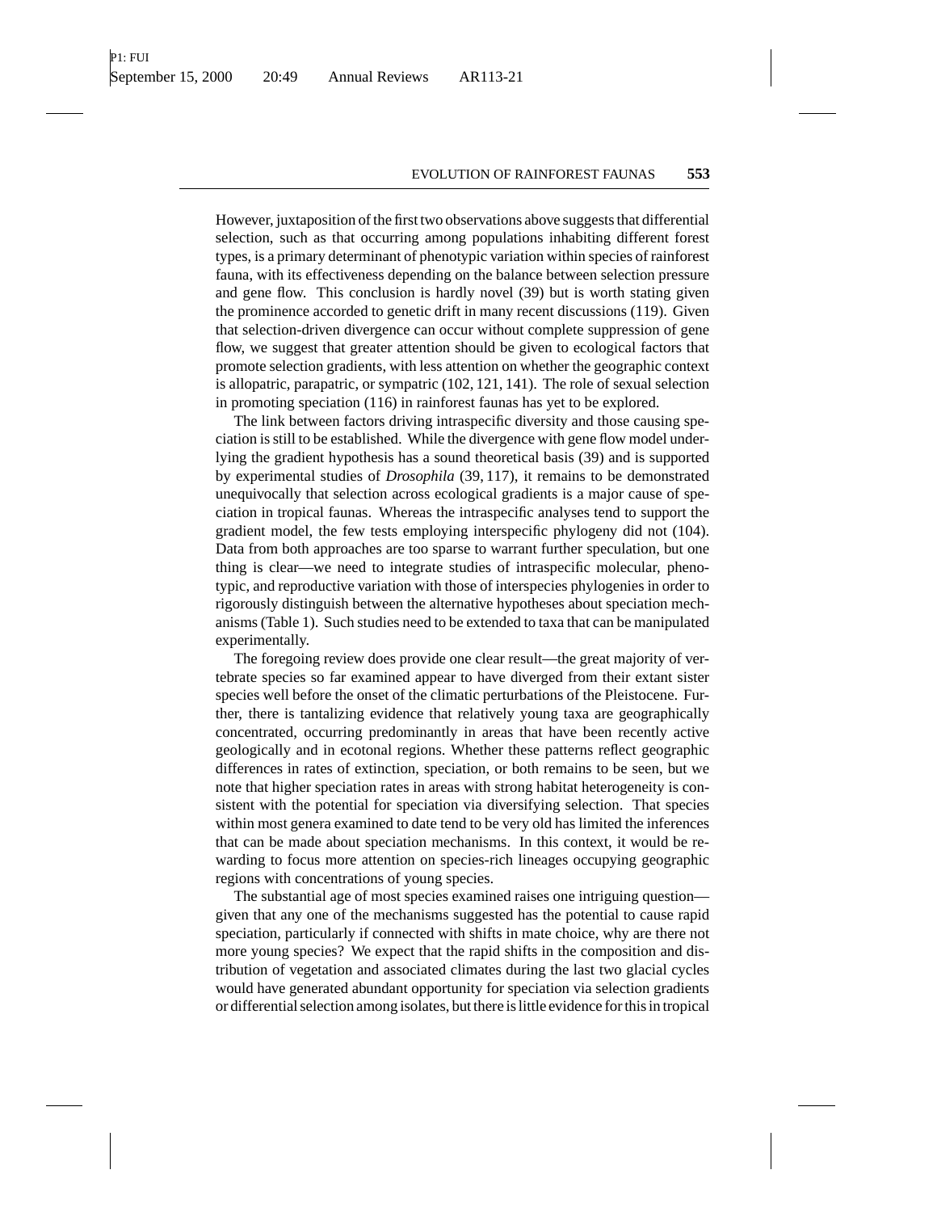However, juxtaposition of the first two observations above suggests that differential selection, such as that occurring among populations inhabiting different forest types, is a primary determinant of phenotypic variation within species of rainforest fauna, with its effectiveness depending on the balance between selection pressure and gene flow. This conclusion is hardly novel (39) but is worth stating given the prominence accorded to genetic drift in many recent discussions (119). Given that selection-driven divergence can occur without complete suppression of gene flow, we suggest that greater attention should be given to ecological factors that promote selection gradients, with less attention on whether the geographic context is allopatric, parapatric, or sympatric (102, 121, 141). The role of sexual selection in promoting speciation (116) in rainforest faunas has yet to be explored.

The link between factors driving intraspecific diversity and those causing speciation is still to be established. While the divergence with gene flow model underlying the gradient hypothesis has a sound theoretical basis (39) and is supported by experimental studies of *Drosophila* (39, 117), it remains to be demonstrated unequivocally that selection across ecological gradients is a major cause of speciation in tropical faunas. Whereas the intraspecific analyses tend to support the gradient model, the few tests employing interspecific phylogeny did not (104). Data from both approaches are too sparse to warrant further speculation, but one thing is clear—we need to integrate studies of intraspecific molecular, phenotypic, and reproductive variation with those of interspecies phylogenies in order to rigorously distinguish between the alternative hypotheses about speciation mechanisms (Table 1). Such studies need to be extended to taxa that can be manipulated experimentally.

The foregoing review does provide one clear result—the great majority of vertebrate species so far examined appear to have diverged from their extant sister species well before the onset of the climatic perturbations of the Pleistocene. Further, there is tantalizing evidence that relatively young taxa are geographically concentrated, occurring predominantly in areas that have been recently active geologically and in ecotonal regions. Whether these patterns reflect geographic differences in rates of extinction, speciation, or both remains to be seen, but we note that higher speciation rates in areas with strong habitat heterogeneity is consistent with the potential for speciation via diversifying selection. That species within most genera examined to date tend to be very old has limited the inferences that can be made about speciation mechanisms. In this context, it would be rewarding to focus more attention on species-rich lineages occupying geographic regions with concentrations of young species.

The substantial age of most species examined raises one intriguing question—given that any one of the mechanisms suggested has the potential to cause rapid speciation, particularly if connected with shifts in mate choice, why are there not more young species? We expect that the rapid shifts in the composition and distribution of vegetation and associated climates during the last two glacial cycles would have generated abundant opportunity for speciation via selection gradients or differential selection among isolates, but there is little evidence for this in tropical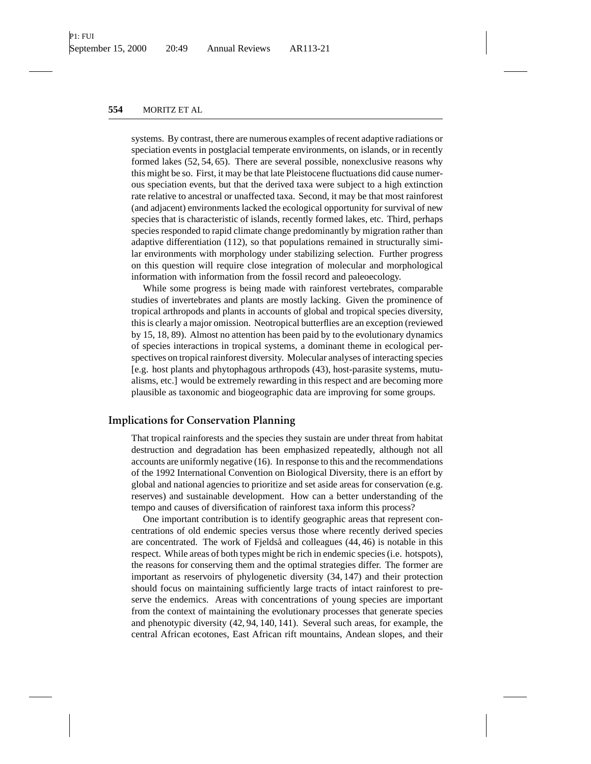systems. By contrast, there are numerous examples of recent adaptive radiations or speciation events in postglacial temperate environments, on islands, or in recently formed lakes (52, 54, 65). There are several possible, nonexclusive reasons why this might be so. First, it may be that late Pleistocene fluctuations did cause numerous speciation events, but that the derived taxa were subject to a high extinction rate relative to ancestral or unaffected taxa. Second, it may be that most rainforest (and adjacent) environments lacked the ecological opportunity for survival of new species that is characteristic of islands, recently formed lakes, etc. Third, perhaps species responded to rapid climate change predominantly by migration rather than adaptive differentiation (112), so that populations remained in structurally similar environments with morphology under stabilizing selection. Further progress on this question will require close integration of molecular and morphological information with information from the fossil record and paleoecology.

While some progress is being made with rainforest vertebrates, comparable studies of invertebrates and plants are mostly lacking. Given the prominence of tropical arthropods and plants in accounts of global and tropical species diversity, this is clearly a major omission. Neotropical butterflies are an exception (reviewed by 15, 18, 89). Almost no attention has been paid by to the evolutionary dynamics of species interactions in tropical systems, a dominant theme in ecological perspectives on tropical rainforest diversity. Molecular analyses of interacting species [e.g. host plants and phytophagous arthropods (43), host-parasite systems, mutualisms, etc.] would be extremely rewarding in this respect and are becoming more plausible as taxonomic and biogeographic data are improving for some groups.

## Implications for Conservation Planning

That tropical rainforests and the species they sustain are under threat from habitat destruction and degradation has been emphasized repeatedly, although not all accounts are uniformly negative (16). In response to this and the recommendations of the 1992 International Convention on Biological Diversity, there is an effort by global and national agencies to prioritize and set aside areas for conservation (e.g. reserves) and sustainable development. How can a better understanding of the tempo and causes of diversification of rainforest taxa inform this process?

One important contribution is to identify geographic areas that represent concentrations of old endemic species versus those where recently derived species are concentrated. The work of Fjeldså and colleagues (44, 46) is notable in this respect. While areas of both types might be rich in endemic species (i.e. hotspots), the reasons for conserving them and the optimal strategies differ. The former are important as reservoirs of phylogenetic diversity (34, 147) and their protection should focus on maintaining sufficiently large tracts of intact rainforest to preserve the endemics. Areas with concentrations of young species are important from the context of maintaining the evolutionary processes that generate species and phenotypic diversity (42, 94, 140, 141). Several such areas, for example, the central African ecotones, East African rift mountains, Andean slopes, and their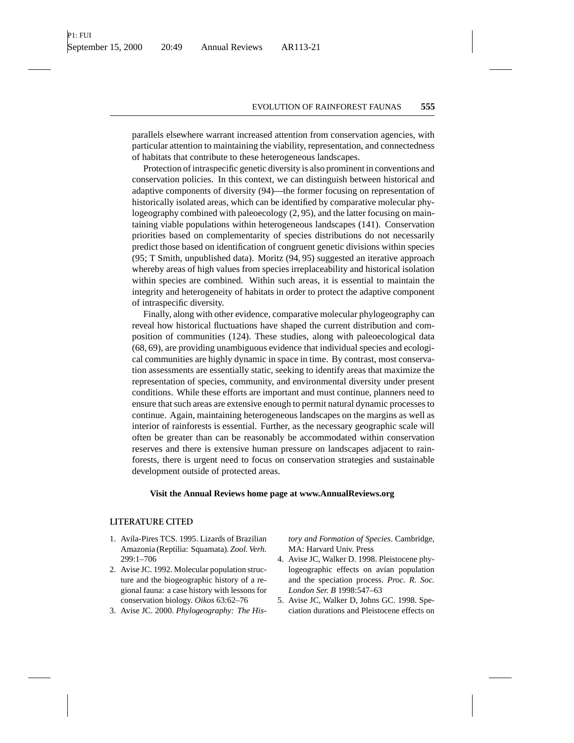parallels elsewhere warrant increased attention from conservation agencies, with particular attention to maintaining the viability, representation, and connectedness of habitats that contribute to these heterogeneous landscapes.

Protection of intraspecific genetic diversity is also prominent in conventions and conservation policies. In this context, we can distinguish between historical and adaptive components of diversity (94)—the former focusing on representation of historically isolated areas, which can be identified by comparative molecular phylogeography combined with paleoecology (2, 95), and the latter focusing on maintaining viable populations within heterogeneous landscapes (141). Conservation priorities based on complementarity of species distributions do not necessarily predict those based on identification of congruent genetic divisions within species (95; T Smith, unpublished data). Moritz (94, 95) suggested an iterative approach whereby areas of high values from species irreplaceability and historical isolation within species are combined. Within such areas, it is essential to maintain the integrity and heterogeneity of habitats in order to protect the adaptive component of intraspecific diversity.

Finally, along with other evidence, comparative molecular phylogeography can reveal how historical fluctuations have shaped the current distribution and composition of communities (124). These studies, along with paleoecological data (68, 69), are providing unambiguous evidence that individual species and ecological communities are highly dynamic in space in time. By contrast, most conservation assessments are essentially static, seeking to identify areas that maximize the representation of species, community, and environmental diversity under present conditions. While these efforts are important and must continue, planners need to ensure that such areas are extensive enough to permit natural dynamic processes to continue. Again, maintaining heterogeneous landscapes on the margins as well as interior of rainforests is essential. Further, as the necessary geographic scale will often be greater than can be reasonably be accommodated within conservation reserves and there is extensive human pressure on landscapes adjacent to rainforests, there is urgent need to focus on conservation strategies and sustainable development outside of protected areas.

**Visit the Annual Reviews home page at www.AnnualReviews.org**

## LITERATURE CITED

1. Avila-Pires TCS. 1995. Lizards of Brazilian Amazonia (Reptilia: Squamata). *Zool. Verh.* 299:1–706
2. Avise JC. 1992. Molecular population structure and the biogeographic history of a regional fauna: a case history with lessons for conservation biology. *Oikos* 63:62–76
3. Avise JC. 2000. *Phylogeography: The History and Formation of Species*. Cambridge, MA: Harvard Univ. Press
4. Avise JC, Walker D. 1998. Pleistocene phylogeographic effects on avian population and the speciation process. *Proc. R. Soc. London Ser. B* 1998:547–63
5. Avise JC, Walker D, Johns GC. 1998. Speciation durations and Pleistocene effects on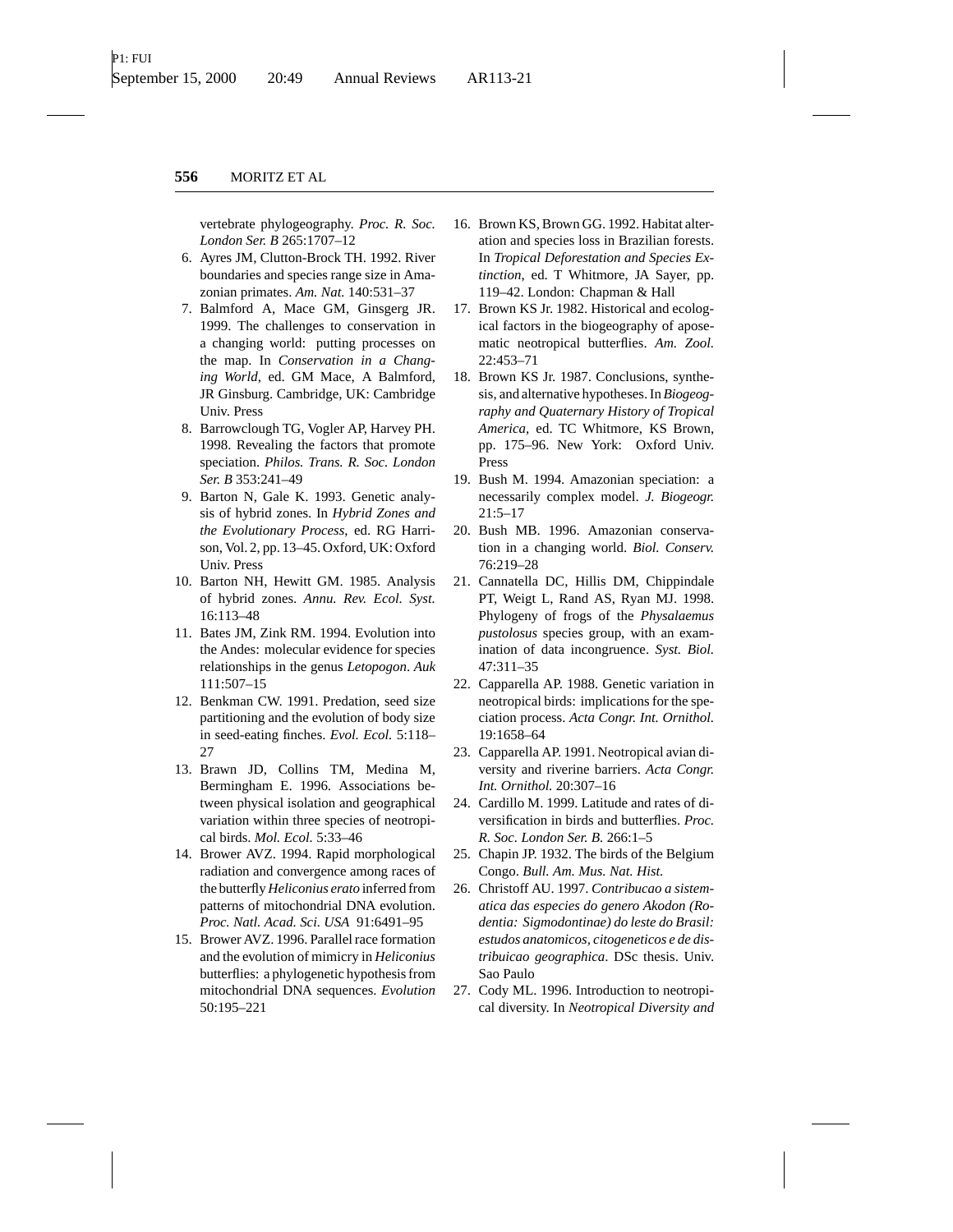vertebrate phylogeography. *Proc. R. Soc. London Ser. B* 265:1707–12

6. Ayres JM, Clutton-Brock TH. 1992. River boundaries and species range size in Amazonian primates. *Am. Nat.* 140:531–37
7. Balmford A, Mace GM, Ginsgerg JR. 1999. The challenges to conservation in a changing world: putting processes on the map. In *Conservation in a Changing World*, ed. GM Mace, A Balmford, JR Ginsburg. Cambridge, UK: Cambridge Univ. Press
8. Barrowclough TG, Vogler AP, Harvey PH. 1998. Revealing the factors that promote speciation. *Philos. Trans. R. Soc. London Ser. B* 353:241–49
9. Barton N, Gale K. 1993. Genetic analysis of hybrid zones. In *Hybrid Zones and the Evolutionary Process*, ed. RG Harrison, Vol. 2, pp. 13–45. Oxford, UK: Oxford Univ. Press
10. Barton NH, Hewitt GM. 1985. Analysis of hybrid zones. *Annu. Rev. Ecol. Syst.* 16:113–48
11. Bates JM, Zink RM. 1994. Evolution into the Andes: molecular evidence for species relationships in the genus *Letopogon*. *Auk* 111:507–15
12. Benkman CW. 1991. Predation, seed size partitioning and the evolution of body size in seed-eating finches. *Evol. Ecol.* 5:118–27
13. Brawn JD, Collins TM, Medina M, Bermingham E. 1996. Associations between physical isolation and geographical variation within three species of neotropical birds. *Mol. Ecol.* 5:33–46
14. Brower AVZ. 1994. Rapid morphological radiation and convergence among races of the butterfly *Heliconius erato* inferred from patterns of mitochondrial DNA evolution. *Proc. Natl. Acad. Sci. USA* 91:6491–95
15. Brower AVZ. 1996. Parallel race formation and the evolution of mimicry in *Heliconius* butterflies: a phylogenetic hypothesis from mitochondrial DNA sequences. *Evolution* 50:195–221
16. Brown KS, Brown GG. 1992. Habitat alteration and species loss in Brazilian forests. In *Tropical Deforestation and Species Extinction*, ed. T Whitmore, JA Sayer, pp. 119–42. London: Chapman & Hall
17. Brown KS Jr. 1982. Historical and ecological factors in the biogeography of aposematic neotropical butterflies. *Am. Zool.* 22:453–71
18. Brown KS Jr. 1987. Conclusions, synthesis, and alternative hypotheses. In *Biogeography and Quaternary History of Tropical America*, ed. TC Whitmore, KS Brown, pp. 175–96. New York: Oxford Univ. Press
19. Bush M. 1994. Amazonian speciation: a necessarily complex model. *J. Biogeogr.* 21:5–17
20. Bush MB. 1996. Amazonian conservation in a changing world. *Biol. Conserv.* 76:219–28
21. Cannatella DC, Hillis DM, Chippindale PT, Weigt L, Rand AS, Ryan MJ. 1998. Phylogeny of frogs of the *Physalaemus pustolosus* species group, with an examination of data incongruence. *Syst. Biol.* 47:311–35
22. Capparella AP. 1988. Genetic variation in neotropical birds: implications for the speciation process. *Acta Congr. Int. Ornithol.* 19:1658–64
23. Capparella AP. 1991. Neotropical avian diversity and riverine barriers. *Acta Congr. Int. Ornithol.* 20:307–16
24. Cardillo M. 1999. Latitude and rates of diversification in birds and butterflies. *Proc. R. Soc. London Ser. B.* 266:1–5
25. Chapin JP. 1932. The birds of the Belgium Congo. *Bull. Am. Mus. Nat. Hist.*
26. Christoff AU. 1997. *Contribucao a sistematica das especies do genero Akodon (Rodentia: Sigmodontinae) do leste do Brasil: estudos anatomicos, citogeneticos e de distribuicao geographica*. DSc thesis. Univ. Sao Paulo
27. Cody ML. 1996. Introduction to neotropical diversity. In *Neotropical Diversity and*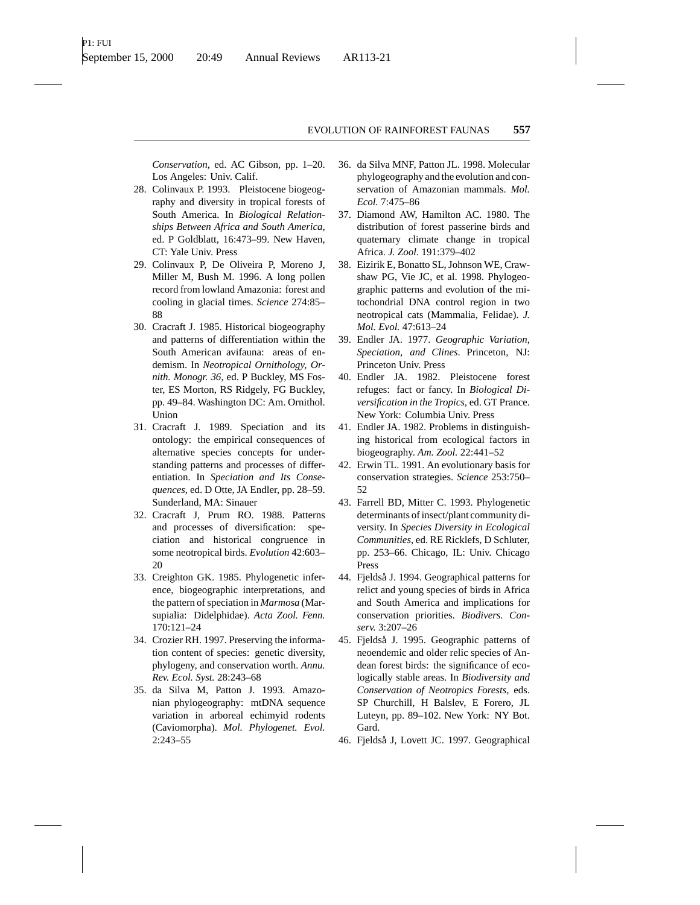*Conservation*, ed. AC Gibson, pp. 1–20. Los Angeles: Univ. Calif.

28. Colinvaux P. 1993. Pleistocene biogeography and diversity in tropical forests of South America. In *Biological Relationships Between Africa and South America*, ed. P Goldblatt, 16:473–99. New Haven, CT: Yale Univ. Press
29. Colinvaux P, De Oliveira P, Moreno J, Miller M, Bush M. 1996. A long pollen record from lowland Amazonia: forest and cooling in glacial times. *Science* 274:85–88
30. Cracraft J. 1985. Historical biogeography and patterns of differentiation within the South American avifauna: areas of endemism. In *Neotropical Ornithology, Ornith. Monogr. 36*, ed. P Buckley, MS Foster, ES Morton, RS Ridgely, FG Buckley, pp. 49–84. Washington DC: Am. Ornithol. Union
31. Cracraft J. 1989. Speciation and its ontology: the empirical consequences of alternative species concepts for understanding patterns and processes of differentiation. In *Speciation and Its Consequences*, ed. D Otte, JA Endler, pp. 28–59. Sunderland, MA: Sinauer
32. Cracraft J, Prum RO. 1988. Patterns and processes of diversification: speciation and historical congruence in some neotropical birds. *Evolution* 42:603–20
33. Creighton GK. 1985. Phylogenetic inference, biogeographic interpretations, and the pattern of speciation in *Marmosa* (Marsupialia: Didelphidae). *Acta Zool. Fenn.* 170:121–24
34. Crozier RH. 1997. Preserving the information content of species: genetic diversity, phylogeny, and conservation worth. *Annu. Rev. Ecol. Syst.* 28:243–68
35. da Silva M, Patton J. 1993. Amazonian phylogeography: mtDNA sequence variation in arboreal echimyid rodents (Caviomorpha). *Mol. Phylogenet. Evol.* 2:243–55
36. da Silva MNF, Patton JL. 1998. Molecular phylogeography and the evolution and conservation of Amazonian mammals. *Mol. Ecol.* 7:475–86
37. Diamond AW, Hamilton AC. 1980. The distribution of forest passerine birds and quaternary climate change in tropical Africa. *J. Zool.* 191:379–402
38. Eizirik E, Bonatto SL, Johnson WE, Crawshaw PG, Vie JC, et al. 1998. Phylogeographic patterns and evolution of the mitochondrial DNA control region in two neotropical cats (Mammalia, Felidae). *J. Mol. Evol.* 47:613–24
39. Endler JA. 1977. *Geographic Variation, Speciation, and Clines*. Princeton, NJ: Princeton Univ. Press
40. Endler JA. 1982. Pleistocene forest refuges: fact or fancy. In *Biological Diversification in the Tropics*, ed. GT Prance. New York: Columbia Univ. Press
41. Endler JA. 1982. Problems in distinguishing historical from ecological factors in biogeography. *Am. Zool.* 22:441–52
42. Erwin TL. 1991. An evolutionary basis for conservation strategies. *Science* 253:750–52
43. Farrell BD, Mitter C. 1993. Phylogenetic determinants of insect/plant community diversity. In *Species Diversity in Ecological Communities*, ed. RE Ricklefs, D Schluter, pp. 253–66. Chicago, IL: Univ. Chicago Press
44. Fjeldså J. 1994. Geographical patterns for relict and young species of birds in Africa and South America and implications for conservation priorities. *Biodivers. Conserv.* 3:207–26
45. Fjeldså J. 1995. Geographic patterns of neoendemic and older relic species of Andean forest birds: the significance of ecologically stable areas. In *Biodiversity and Conservation of Neotropics Forests*, eds. SP Churchill, H Balslev, E Forero, JL Luteyn, pp. 89–102. New York: NY Bot. Gard.
46. Fjeldså J, Lovett JC. 1997. Geographical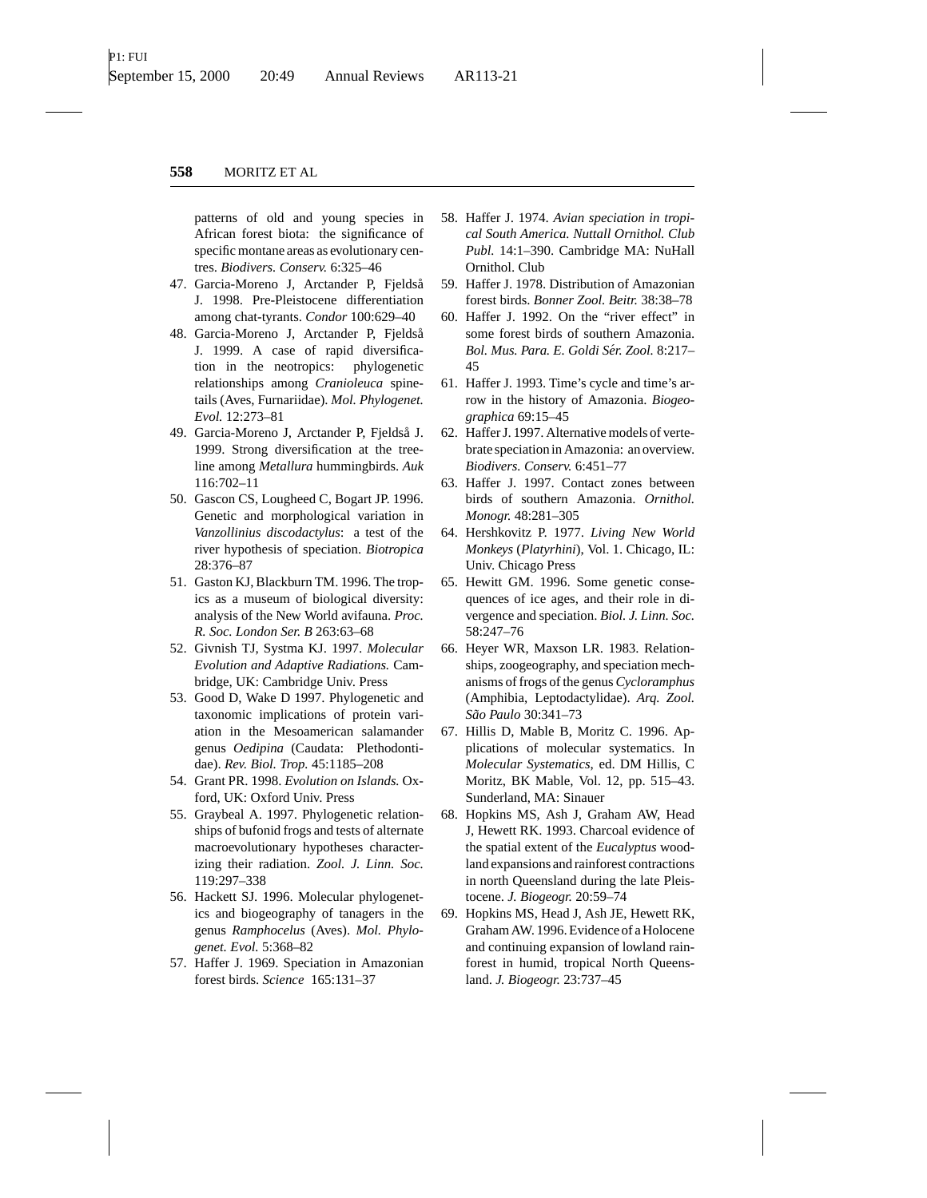patterns of old and young species in African forest biota: the significance of specific montane areas as evolutionary centres. *Biodivers. Conserv.* 6:325–46

47. Garcia-Moreno J, Arctander P, Fjeldså J. 1998. Pre-Pleistocene differentiation among chat-tyrants. *Condor* 100:629–40
48. Garcia-Moreno J, Arctander P, Fjeldså J. 1999. A case of rapid diversification in the neotropics: phylogenetic relationships among *Cranioleuca* spinetails (Aves, Furnariidae). *Mol. Phylogenet. Evol.* 12:273–81
49. Garcia-Moreno J, Arctander P, Fjeldså J. 1999. Strong diversification at the treeline among *Metallura* hummingbirds. *Auk* 116:702–11
50. Gascon CS, Lougheed C, Bogart JP. 1996. Genetic and morphological variation in *Vanzollinius discodactylus*: a test of the river hypothesis of speciation. *Biotropica* 28:376–87
51. Gaston KJ, Blackburn TM. 1996. The tropics as a museum of biological diversity: analysis of the New World avifauna. *Proc. R. Soc. London Ser. B* 263:63–68
52. Givnish TJ, Systma KJ. 1997. *Molecular Evolution and Adaptive Radiations.* Cambridge, UK: Cambridge Univ. Press
53. Good D, Wake D 1997. Phylogenetic and taxonomic implications of protein variation in the Mesoamerican salamander genus *Oedipina* (Caudata: Plethodontidae). *Rev. Biol. Trop.* 45:1185–208
54. Grant PR. 1998. *Evolution on Islands.* Oxford, UK: Oxford Univ. Press
55. Graybeal A. 1997. Phylogenetic relationships of bufonid frogs and tests of alternate macroevolutionary hypotheses characterizing their radiation. *Zool. J. Linn. Soc.* 119:297–338
56. Hackett SJ. 1996. Molecular phylogenetics and biogeography of tanagers in the genus *Ramphocelus* (Aves). *Mol. Phylogenet. Evol.* 5:368–82
57. Haffer J. 1969. Speciation in Amazonian forest birds. *Science* 165:131–37
58. Haffer J. 1974. *Avian speciation in tropical South America. Nuttall Ornithol. Club Publ.* 14:1–390. Cambridge MA: NuHall Ornithol. Club
59. Haffer J. 1978. Distribution of Amazonian forest birds. *Bonner Zool. Beitr.* 38:38–78
60. Haffer J. 1992. On the "river effect" in some forest birds of southern Amazonia. *Bol. Mus. Para. E. Goldi Sér. Zool.* 8:217–45
61. Haffer J. 1993. Time's cycle and time's arrow in the history of Amazonia. *Biogeographica* 69:15–45
62. Haffer J. 1997. Alternative models of vertebrate speciation in Amazonia: an overview. *Biodivers. Conserv.* 6:451–77
63. Haffer J. 1997. Contact zones between birds of southern Amazonia. *Ornithol. Monogr.* 48:281–305
64. Hershkovitz P. 1977. *Living New World Monkeys* (*Platyrhini*), Vol. 1. Chicago, IL: Univ. Chicago Press
65. Hewitt GM. 1996. Some genetic consequences of ice ages, and their role in divergence and speciation. *Biol. J. Linn. Soc.* 58:247–76
66. Heyer WR, Maxson LR. 1983. Relationships, zoogeography, and speciation mechanisms of frogs of the genus *Cycloramphus* (Amphibia, Leptodactylidae). *Arq. Zool. São Paulo* 30:341–73
67. Hillis D, Mable B, Moritz C. 1996. Applications of molecular systematics. In *Molecular Systematics*, ed. DM Hillis, C Moritz, BK Mable, Vol. 12, pp. 515–43. Sunderland, MA: Sinauer
68. Hopkins MS, Ash J, Graham AW, Head J, Hewett RK. 1993. Charcoal evidence of the spatial extent of the *Eucalyptus* woodland expansions and rainforest contractions in north Queensland during the late Pleistocene. *J. Biogeogr.* 20:59–74
69. Hopkins MS, Head J, Ash JE, Hewett RK, Graham AW. 1996. Evidence of a Holocene and continuing expansion of lowland rainforest in humid, tropical North Queensland. *J. Biogeogr.* 23:737–45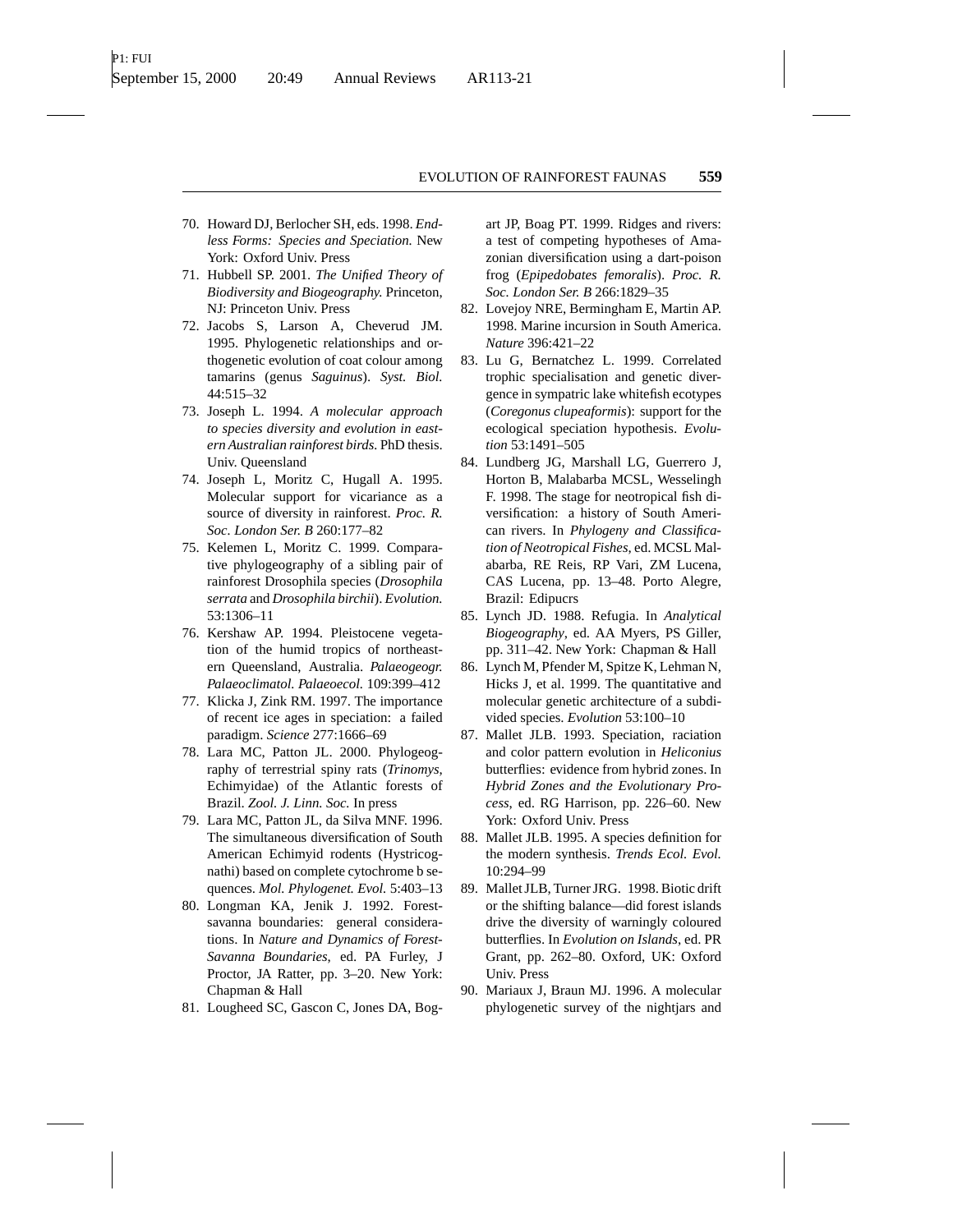70. Howard DJ, Berlocher SH, eds. 1998. *Endless Forms: Species and Speciation.* New York: Oxford Univ. Press
71. Hubbell SP. 2001. *The Unified Theory of Biodiversity and Biogeography.* Princeton, NJ: Princeton Univ. Press
72. Jacobs S, Larson A, Cheverud JM. 1995. Phylogenetic relationships and orthogenetic evolution of coat colour among tamarins (genus *Saguinus*). *Syst. Biol.* 44:515–32
73. Joseph L. 1994. *A molecular approach to species diversity and evolution in eastern Australian rainforest birds.* PhD thesis. Univ. Queensland
74. Joseph L, Moritz C, Hugall A. 1995. Molecular support for vicariance as a source of diversity in rainforest. *Proc. R. Soc. London Ser. B* 260:177–82
75. Kelemen L, Moritz C. 1999. Comparative phylogeography of a sibling pair of rainforest Drosophila species (*Drosophila serrata* and *Drosophila birchii*). *Evolution.* 53:1306–11
76. Kershaw AP. 1994. Pleistocene vegetation of the humid tropics of northeastern Queensland, Australia. *Palaeogeogr. Palaeoclimatol. Palaeoecol.* 109:399–412
77. Klicka J, Zink RM. 1997. The importance of recent ice ages in speciation: a failed paradigm. *Science* 277:1666–69
78. Lara MC, Patton JL. 2000. Phylogeography of terrestrial spiny rats (*Trinomys*, Echimyidae) of the Atlantic forests of Brazil. *Zool. J. Linn. Soc.* In press
79. Lara MC, Patton JL, da Silva MNF. 1996. The simultaneous diversification of South American Echimyid rodents (Hystricognathi) based on complete cytochrome b sequences. *Mol. Phylogenet. Evol.* 5:403–13
80. Longman KA, Jenik J. 1992. Forest-savanna boundaries: general considerations. In *Nature and Dynamics of Forest-Savanna Boundaries*, ed. PA Furley, J Proctor, JA Ratter, pp. 3–20. New York: Chapman & Hall
81. Lougheed SC, Gascon C, Jones DA, Bogart JP, Boag PT. 1999. Ridges and rivers: a test of competing hypotheses of Amazonian diversification using a dart-poison frog (*Epipedobates femoralis*). *Proc. R. Soc. London Ser. B* 266:1829–35
82. Lovejoy NRE, Bermingham E, Martin AP. 1998. Marine incursion in South America. *Nature* 396:421–22
83. Lu G, Bernatchez L. 1999. Correlated trophic specialisation and genetic divergence in sympatric lake whitefish ecotypes (*Coregonus clupeaformis*): support for the ecological speciation hypothesis. *Evolution* 53:1491–505
84. Lundberg JG, Marshall LG, Guerrero J, Horton B, Malabarba MCSL, Wesselingh F. 1998. The stage for neotropical fish diversification: a history of South American rivers. In *Phylogeny and Classification of Neotropical Fishes*, ed. MCSL Malabarba, RE Reis, RP Vari, ZM Lucena, CAS Lucena, pp. 13–48. Porto Alegre, Brazil: Edipucrs
85. Lynch JD. 1988. Refugia. In *Analytical Biogeography*, ed. AA Myers, PS Giller, pp. 311–42. New York: Chapman & Hall
86. Lynch M, Pfender M, Spitze K, Lehman N, Hicks J, et al. 1999. The quantitative and molecular genetic architecture of a subdivided species. *Evolution* 53:100–10
87. Mallet JLB. 1993. Speciation, raciation and color pattern evolution in *Heliconius* butterflies: evidence from hybrid zones. In *Hybrid Zones and the Evolutionary Process*, ed. RG Harrison, pp. 226–60. New York: Oxford Univ. Press
88. Mallet JLB. 1995. A species definition for the modern synthesis. *Trends Ecol. Evol.* 10:294–99
89. Mallet JLB, Turner JRG. 1998. Biotic drift or the shifting balance—did forest islands drive the diversity of warningly coloured butterflies. In *Evolution on Islands*, ed. PR Grant, pp. 262–80. Oxford, UK: Oxford Univ. Press
90. Mariaux J, Braun MJ. 1996. A molecular phylogenetic survey of the nightjars and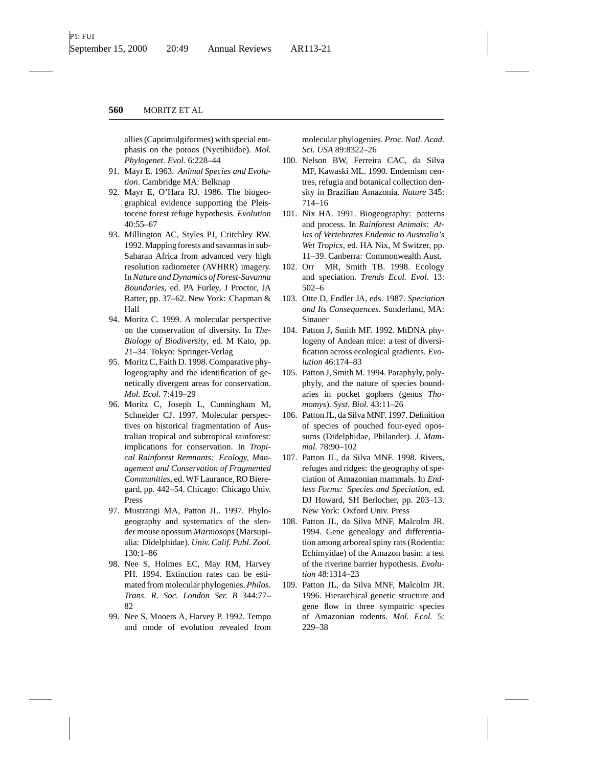allies (Caprimulgiformes) with special emphasis on the potoos (Nyctibiidae). *Mol. Phylogenet. Evol.* 6:228–44

91. Mayr E. 1963. *Animal Species and Evolution*. Cambridge MA: Belknap
92. Mayr E, O'Hara RJ. 1986. The biogeographical evidence supporting the Pleistocene forest refuge hypothesis. *Evolution* 40:55–67
93. Millington AC, Styles PJ, Critchley RW. 1992. Mapping forests and savannas in sub-Saharan Africa from advanced very high resolution radiometer (AVHRR) imagery. In *Nature and Dynamics of Forest-Savanna Boundaries*, ed. PA Furley, J Proctor, JA Ratter, pp. 37–62. New York: Chapman & Hall
94. Moritz C. 1999. A molecular perspective on the conservation of diversity. In *The Biology of Biodiversity*, ed. M Kato, pp. 21–34. Tokyo: Springer-Verlag
95. Moritz C, Faith D. 1998. Comparative phylogeography and the identification of genetically divergent areas for conservation. *Mol. Ecol.* 7:419–29
96. Moritz C, Joseph L, Cunningham M, Schneider CJ. 1997. Molecular perspectives on historical fragmentation of Australian tropical and subtropical rainforest: implications for conservation. In *Tropical Rainforest Remnants: Ecology, Management and Conservation of Fragmented Communities*, ed. WF Laurance, RO Bierregard, pp. 442–54. Chicago: Chicago Univ. Press
97. Mustrangi MA, Patton JL. 1997. Phylogeography and systematics of the slender mouse opossum *Marmosops* (Marsupialia: Didelphidae). *Univ. Calif. Publ. Zool.* 130:1–86
98. Nee S, Holmes EC, May RM, Harvey PH. 1994. Extinction rates can be estimated from molecular phylogenies. *Philos. Trans. R. Soc. London Ser. B* 344:77–82
99. Nee S, Mooers A, Harvey P. 1992. Tempo and mode of evolution revealed from molecular phylogenies. *Proc. Natl. Acad. Sci. USA* 89:8322–26
100. Nelson BW, Ferreira CAC, da Silva MF, Kawaski ML. 1990. Endemism centres, refugia and botanical collection density in Brazilian Amazonia. *Nature* 345: 714–16
101. Nix HA. 1991. Biogeography: patterns and process. In *Rainforest Animals: Atlas of Vertebrates Endemic to Australia's Wet Tropics*, ed. HA Nix, M Switzer, pp. 11–39. Canberra: Commonwealth Aust.
102. Orr MR, Smith TB. 1998. Ecology and speciation. *Trends Ecol. Evol.* 13: 502–6
103. Otte D, Endler JA, eds. 1987. *Speciation and Its Consequences*. Sunderland, MA: Sinauer
104. Patton J, Smith MF. 1992. MtDNA phylogeny of Andean mice: a test of diversification across ecological gradients. *Evolution* 46:174–83
105. Patton J, Smith M. 1994. Paraphyly, polyphyly, and the nature of species boundaries in pocket gophers (genus *Thomomys*). *Syst. Biol.* 43:11–26
106. Patton JL, da Silva MNF. 1997. Definition of species of pouched four-eyed opossums (Didelphidae, Philander). *J. Mammal.* 78:90–102
107. Patton JL, da Silva MNF. 1998. Rivers, refuges and ridges: the geography of speciation of Amazonian mammals. In *Endless Forms: Species and Speciation*, ed. DJ Howard, SH Berlocher, pp. 203–13. New York: Oxford Univ. Press
108. Patton JL, da Silva MNF, Malcolm JR. 1994. Gene genealogy and differentiation among arboreal spiny rats (Rodentia: Echimyidae) of the Amazon basin: a test of the riverine barrier hypothesis. *Evolution* 48:1314–23
109. Patton JL, da Silva MNF, Malcolm JR. 1996. Hierarchical genetic structure and gene flow in three sympatric species of Amazonian rodents. *Mol. Ecol.* 5: 229–38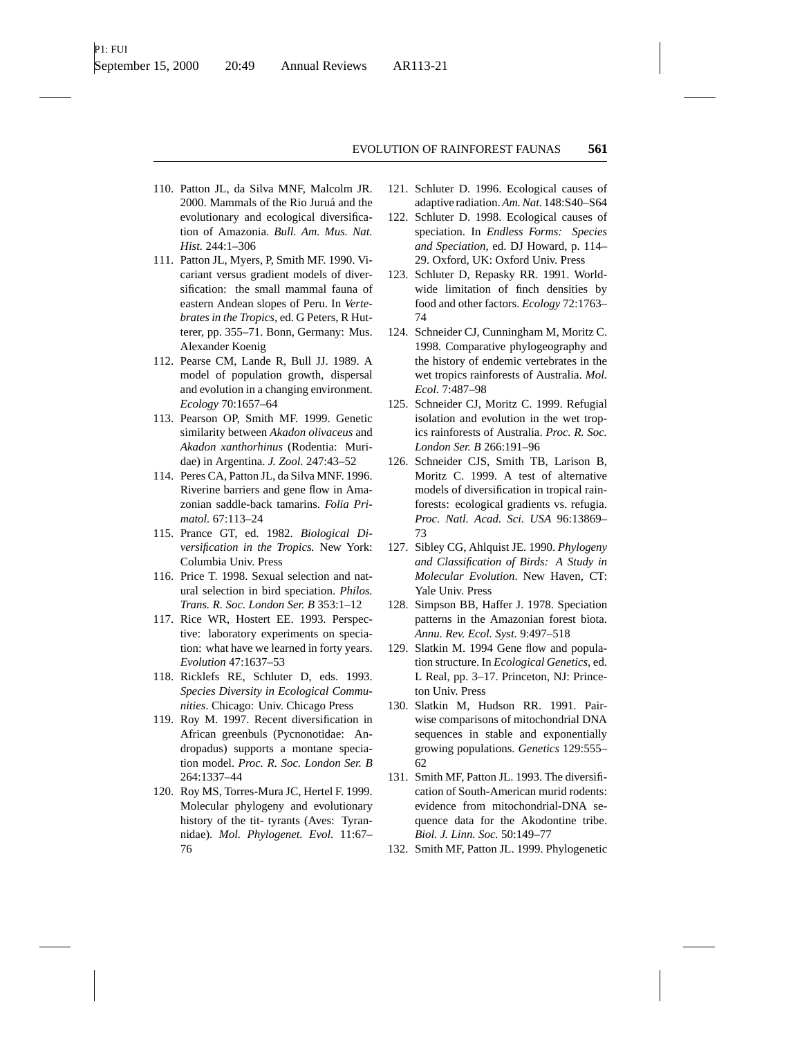110. Patton JL, da Silva MNF, Malcolm JR. 2000. Mammals of the Rio Juruá and the evolutionary and ecological diversification of Amazonia. *Bull. Am. Mus. Nat. Hist.* 244:1–306
111. Patton JL, Myers, P, Smith MF. 1990. Vicariant versus gradient models of diversification: the small mammal fauna of eastern Andean slopes of Peru. In *Vertebrates in the Tropics*, ed. G Peters, R Hutterer, pp. 355–71. Bonn, Germany: Mus. Alexander Koenig
112. Pearse CM, Lande R, Bull JJ. 1989. A model of population growth, dispersal and evolution in a changing environment. *Ecology* 70:1657–64
113. Pearson OP, Smith MF. 1999. Genetic similarity between *Akadon olivaceus* and *Akadon xanthorhinus* (Rodentia: Muridae) in Argentina. *J. Zool.* 247:43–52
114. Peres CA, Patton JL, da Silva MNF. 1996. Riverine barriers and gene flow in Amazonian saddle-back tamarins. *Folia Primatol.* 67:113–24
115. Prance GT, ed. 1982. *Biological Diversification in the Tropics.* New York: Columbia Univ. Press
116. Price T. 1998. Sexual selection and natural selection in bird speciation. *Philos. Trans. R. Soc. London Ser. B* 353:1–12
117. Rice WR, Hostert EE. 1993. Perspective: laboratory experiments on speciation: what have we learned in forty years. *Evolution* 47:1637–53
118. Ricklefs RE, Schluter D, eds. 1993. *Species Diversity in Ecological Communities*. Chicago: Univ. Chicago Press
119. Roy M. 1997. Recent diversification in African greenbuls (Pycnonotidae: Andropadus) supports a montane speciation model. *Proc. R. Soc. London Ser. B* 264:1337–44
120. Roy MS, Torres-Mura JC, Hertel F. 1999. Molecular phylogeny and evolutionary history of the tit- tyrants (Aves: Tyrannidae). *Mol. Phylogenet. Evol.* 11:67–76
121. Schluter D. 1996. Ecological causes of adaptive radiation. *Am. Nat.* 148:S40–S64
122. Schluter D. 1998. Ecological causes of speciation. In *Endless Forms: Species and Speciation*, ed. DJ Howard, p. 114–29. Oxford, UK: Oxford Univ. Press
123. Schluter D, Repasky RR. 1991. Worldwide limitation of finch densities by food and other factors. *Ecology* 72:1763–74
124. Schneider CJ, Cunningham M, Moritz C. 1998. Comparative phylogeography and the history of endemic vertebrates in the wet tropics rainforests of Australia. *Mol. Ecol.* 7:487–98
125. Schneider CJ, Moritz C. 1999. Refugial isolation and evolution in the wet tropics rainforests of Australia. *Proc. R. Soc. London Ser. B* 266:191–96
126. Schneider CJS, Smith TB, Larison B, Moritz C. 1999. A test of alternative models of diversification in tropical rainforests: ecological gradients vs. refugia. *Proc. Natl. Acad. Sci. USA* 96:13869–73
127. Sibley CG, Ahlquist JE. 1990. *Phylogeny and Classification of Birds: A Study in Molecular Evolution*. New Haven, CT: Yale Univ. Press
128. Simpson BB, Haffer J. 1978. Speciation patterns in the Amazonian forest biota. *Annu. Rev. Ecol. Syst.* 9:497–518
129. Slatkin M. 1994 Gene flow and population structure. In *Ecological Genetics*, ed. L Real, pp. 3–17. Princeton, NJ: Princeton Univ. Press
130. Slatkin M, Hudson RR. 1991. Pairwise comparisons of mitochondrial DNA sequences in stable and exponentially growing populations. *Genetics* 129:555–62
131. Smith MF, Patton JL. 1993. The diversification of South-American murid rodents: evidence from mitochondrial-DNA sequence data for the Akodontine tribe. *Biol. J. Linn. Soc.* 50:149–77
132. Smith MF, Patton JL. 1999. Phylogenetic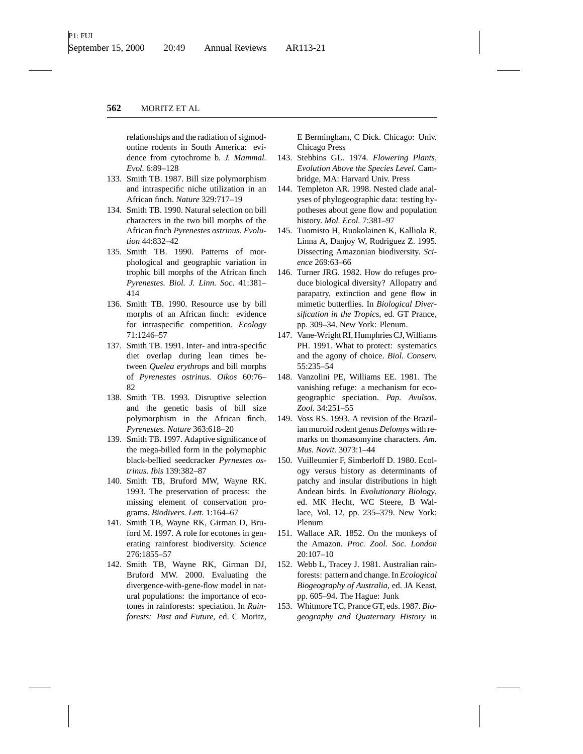relationships and the radiation of sigmodontine rodents in South America: evidence from cytochrome b. *J. Mammal. Evol.* 6:89–128

133. Smith TB. 1987. Bill size polymorphism and intraspecific niche utilization in an African finch. *Nature* 329:717–19
134. Smith TB. 1990. Natural selection on bill characters in the two bill morphs of the African finch *Pyrenestes ostrinus. Evolution* 44:832–42
135. Smith TB. 1990. Patterns of morphological and geographic variation in trophic bill morphs of the African finch *Pyrenestes. Biol. J. Linn. Soc.* 41:381–414
136. Smith TB. 1990. Resource use by bill morphs of an African finch: evidence for intraspecific competition. *Ecology* 71:1246–57
137. Smith TB. 1991. Inter- and intra-specific diet overlap during lean times between *Quelea erythrops* and bill morphs of *Pyrenestes ostrinus. Oikos* 60:76–82
138. Smith TB. 1993. Disruptive selection and the genetic basis of bill size polymorphism in the African finch. *Pyrenestes. Nature* 363:618–20
139. Smith TB. 1997. Adaptive significance of the mega-billed form in the polymophic black-bellied seedcracker *Pyrnestes ostrinus. Ibis* 139:382–87
140. Smith TB, Bruford MW, Wayne RK. 1993. The preservation of process: the missing element of conservation programs. *Biodivers. Lett.* 1:164–67
141. Smith TB, Wayne RK, Girman D, Bruford M. 1997. A role for ecotones in generating rainforest biodiversity. *Science* 276:1855–57
142. Smith TB, Wayne RK, Girman DJ, Bruford MW. 2000. Evaluating the divergence-with-gene-flow model in natural populations: the importance of ecotones in rainforests: speciation. In *Rainforests: Past and Future*, ed. C Moritz, E Bermingham, C Dick. Chicago: Univ. Chicago Press
143. Stebbins GL. 1974. *Flowering Plants, Evolution Above the Species Level.* Cambridge, MA: Harvard Univ. Press
144. Templeton AR. 1998. Nested clade analyses of phylogeographic data: testing hypotheses about gene flow and population history. *Mol. Ecol.* 7:381–97
145. Tuomisto H, Ruokolainen K, Kalliola R, Linna A, Danjoy W, Rodriguez Z. 1995. Dissecting Amazonian biodiversity. *Science* 269:63–66
146. Turner JRG. 1982. How do refuges produce biological diversity? Allopatry and parapatry, extinction and gene flow in mimetic butterflies. In *Biological Diversification in the Tropics*, ed. GT Prance, pp. 309–34. New York: Plenum.
147. Vane-Wright RI, Humphries CJ, Williams PH. 1991. What to protect: systematics and the agony of choice. *Biol. Conserv.* 55:235–54
148. Vanzolini PE, Williams EE. 1981. The vanishing refuge: a mechanism for ecogeographic speciation. *Pap. Avulsos. Zool.* 34:251–55
149. Voss RS. 1993. A revision of the Brazilian muroid rodent genus *Delomys* with remarks on thomasomyine characters. *Am. Mus. Novit.* 3073:1–44
150. Vuilleumier F, Simberloff D. 1980. Ecology versus history as determinants of patchy and insular distributions in high Andean birds. In *Evolutionary Biology*, ed. MK Hecht, WC Steere, B Wallace, Vol. 12, pp. 235–379. New York: Plenum
151. Wallace AR. 1852. On the monkeys of the Amazon. *Proc. Zool. Soc. London* 20:107–10
152. Webb L, Tracey J. 1981. Australian rainforests: pattern and change. In *Ecological Biogeography of Australia*, ed. JA Keast, pp. 605–94. The Hague: Junk
153. Whitmore TC, Prance GT, eds. 1987. *Biogeography and Quaternary History in*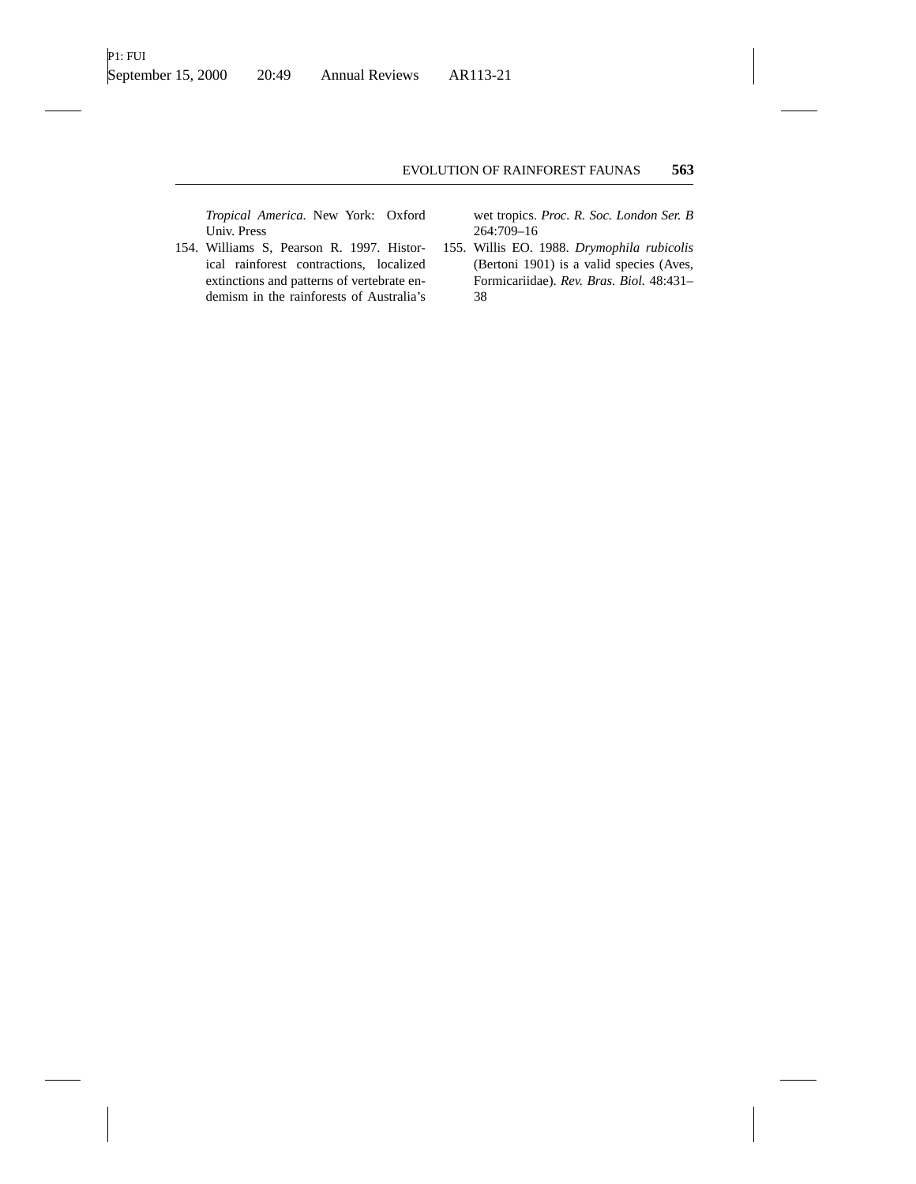*Tropical America*. New York: Oxford Univ. Press

154. Williams S, Pearson R. 1997. Historical rainforest contractions, localized extinctions and patterns of vertebrate endemism in the rainforests of Australia's wet tropics. *Proc. R. Soc. London Ser. B* 264:709–16
155. Willis EO. 1988. *Drymophila rubicolis* (Bertoni 1901) is a valid species (Aves, Formicariidae). *Rev. Bras. Biol.* 48:431–38